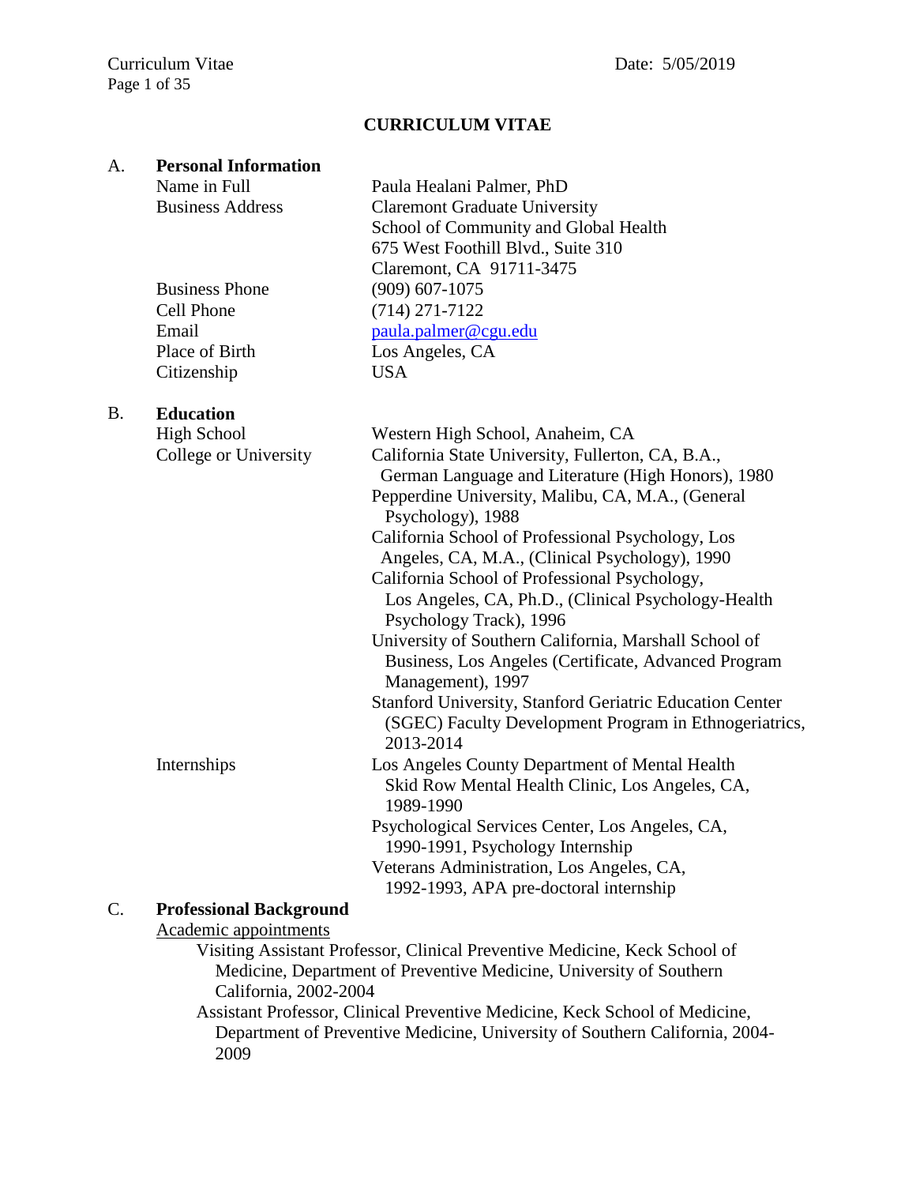# CURRICULUM VITAE

## A. Personal Information

| | |
|---|---|
| Name in Full | Paula Healani Palmer, PhD |
| Business Address | Claremont Graduate University<br>School of Community and Global Health<br>675 West Foothill Blvd., Suite 310<br>Claremont, CA 91711-3475 |
| Business Phone | (909) 607-1075 |
| Cell Phone | (714) 271-7122 |
| Email | paula.palmer@cgu.edu |
| Place of Birth | Los Angeles, CA |
| Citizenship | USA |

## B. Education

| | |
|---|---|
| High School | Western High School, Anaheim, CA |
| College or University | California State University, Fullerton, CA, B.A., German Language and Literature (High Honors), 1980<br>Pepperdine University, Malibu, CA, M.A., (General Psychology), 1988<br>California School of Professional Psychology, Los Angeles, CA, M.A., (Clinical Psychology), 1990<br>California School of Professional Psychology, Los Angeles, CA, Ph.D., (Clinical Psychology-Health Psychology Track), 1996<br>University of Southern California, Marshall School of Business, Los Angeles (Certificate, Advanced Program Management), 1997<br>Stanford University, Stanford Geriatric Education Center (SGEC) Faculty Development Program in Ethnogeriatrics, 2013-2014 |
| Internships | Los Angeles County Department of Mental Health Skid Row Mental Health Clinic, Los Angeles, CA, 1989-1990<br>Psychological Services Center, Los Angeles, CA, 1990-1991, Psychology Internship<br>Veterans Administration, Los Angeles, CA, 1992-1993, APA pre-doctoral internship |

## C. Professional Background

Academic appointments

- Visiting Assistant Professor, Clinical Preventive Medicine, Keck School of Medicine, Department of Preventive Medicine, University of Southern California, 2002-2004
- Assistant Professor, Clinical Preventive Medicine, Keck School of Medicine, Department of Preventive Medicine, University of Southern California, 2004-2009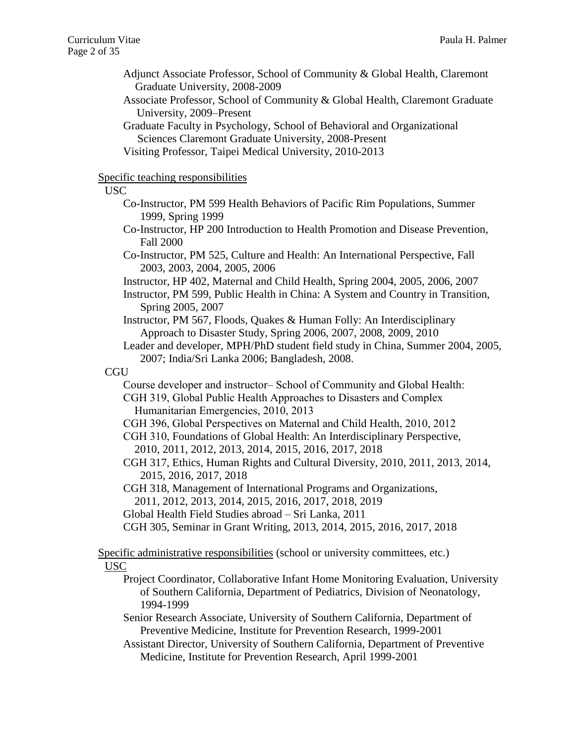Adjunct Associate Professor, School of Community & Global Health, Claremont Graduate University, 2008-2009

Associate Professor, School of Community & Global Health, Claremont Graduate University, 2009–Present

Graduate Faculty in Psychology, School of Behavioral and Organizational Sciences Claremont Graduate University, 2008-Present

Visiting Professor, Taipei Medical University, 2010-2013

Specific teaching responsibilities

USC

- Co-Instructor, PM 599 Health Behaviors of Pacific Rim Populations, Summer 1999, Spring 1999
- Co-Instructor, HP 200 Introduction to Health Promotion and Disease Prevention, Fall 2000
- Co-Instructor, PM 525, Culture and Health: An International Perspective, Fall 2003, 2003, 2004, 2005, 2006
- Instructor, HP 402, Maternal and Child Health, Spring 2004, 2005, 2006, 2007
- Instructor, PM 599, Public Health in China: A System and Country in Transition, Spring 2005, 2007
- Instructor, PM 567, Floods, Quakes & Human Folly: An Interdisciplinary Approach to Disaster Study, Spring 2006, 2007, 2008, 2009, 2010
- Leader and developer, MPH/PhD student field study in China, Summer 2004, 2005, 2007; India/Sri Lanka 2006; Bangladesh, 2008.

CGU

- Course developer and instructor– School of Community and Global Health:
- CGH 319, Global Public Health Approaches to Disasters and Complex Humanitarian Emergencies, 2010, 2013
- CGH 396, Global Perspectives on Maternal and Child Health, 2010, 2012
- CGH 310, Foundations of Global Health: An Interdisciplinary Perspective, 2010, 2011, 2012, 2013, 2014, 2015, 2016, 2017, 2018
- CGH 317, Ethics, Human Rights and Cultural Diversity, 2010, 2011, 2013, 2014, 2015, 2016, 2017, 2018
- CGH 318, Management of International Programs and Organizations, 2011, 2012, 2013, 2014, 2015, 2016, 2017, 2018, 2019
- Global Health Field Studies abroad – Sri Lanka, 2011
- CGH 305, Seminar in Grant Writing, 2013, 2014, 2015, 2016, 2017, 2018

Specific administrative responsibilities (school or university committees, etc.)

USC

- Project Coordinator, Collaborative Infant Home Monitoring Evaluation, University of Southern California, Department of Pediatrics, Division of Neonatology, 1994-1999
- Senior Research Associate, University of Southern California, Department of Preventive Medicine, Institute for Prevention Research, 1999-2001
- Assistant Director, University of Southern California, Department of Preventive Medicine, Institute for Prevention Research, April 1999-2001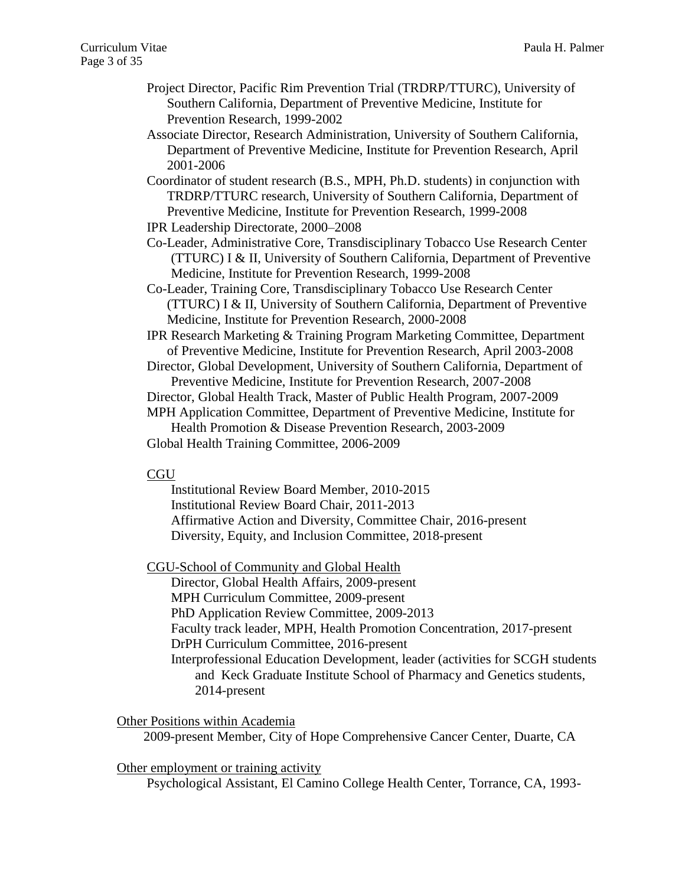Project Director, Pacific Rim Prevention Trial (TRDRP/TTURC), University of Southern California, Department of Preventive Medicine, Institute for Prevention Research, 1999-2002

Associate Director, Research Administration, University of Southern California, Department of Preventive Medicine, Institute for Prevention Research, April 2001-2006

Coordinator of student research (B.S., MPH, Ph.D. students) in conjunction with TRDRP/TTURC research, University of Southern California, Department of Preventive Medicine, Institute for Prevention Research, 1999-2008

IPR Leadership Directorate, 2000–2008

Co-Leader, Administrative Core, Transdisciplinary Tobacco Use Research Center (TTURC) I & II, University of Southern California, Department of Preventive Medicine, Institute for Prevention Research, 1999-2008

Co-Leader, Training Core, Transdisciplinary Tobacco Use Research Center (TTURC) I & II, University of Southern California, Department of Preventive Medicine, Institute for Prevention Research, 2000-2008

IPR Research Marketing & Training Program Marketing Committee, Department of Preventive Medicine, Institute for Prevention Research, April 2003-2008

Director, Global Development, University of Southern California, Department of Preventive Medicine, Institute for Prevention Research, 2007-2008

Director, Global Health Track, Master of Public Health Program, 2007-2009

MPH Application Committee, Department of Preventive Medicine, Institute for Health Promotion & Disease Prevention Research, 2003-2009

Global Health Training Committee, 2006-2009

<u>CGU</u>

Institutional Review Board Member, 2010-2015
Institutional Review Board Chair, 2011-2013
Affirmative Action and Diversity, Committee Chair, 2016-present
Diversity, Equity, and Inclusion Committee, 2018-present

<u>CGU-School of Community and Global Health</u>

Director, Global Health Affairs, 2009-present
MPH Curriculum Committee, 2009-present
PhD Application Review Committee, 2009-2013
Faculty track leader, MPH, Health Promotion Concentration, 2017-present
DrPH Curriculum Committee, 2016-present
Interprofessional Education Development, leader (activities for SCGH students and Keck Graduate Institute School of Pharmacy and Genetics students, 2014-present

<u>Other Positions within Academia</u>

2009-present Member, City of Hope Comprehensive Cancer Center, Duarte, CA

<u>Other employment or training activity</u>

Psychological Assistant, El Camino College Health Center, Torrance, CA, 1993-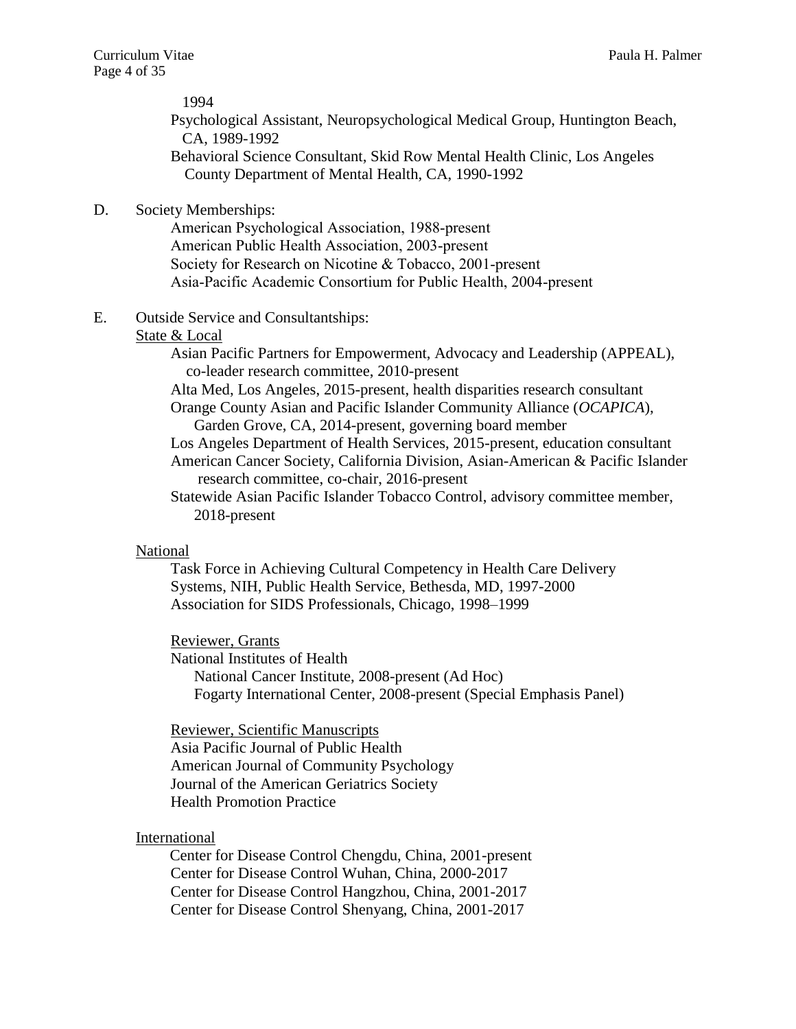1994

Psychological Assistant, Neuropsychological Medical Group, Huntington Beach, CA, 1989-1992

Behavioral Science Consultant, Skid Row Mental Health Clinic, Los Angeles County Department of Mental Health, CA, 1990-1992

D. Society Memberships:

American Psychological Association, 1988-present
American Public Health Association, 2003-present
Society for Research on Nicotine & Tobacco, 2001-present
Asia-Pacific Academic Consortium for Public Health, 2004-present

E. Outside Service and Consultantships:

State & Local

Asian Pacific Partners for Empowerment, Advocacy and Leadership (APPEAL), co-leader research committee, 2010-present
Alta Med, Los Angeles, 2015-present, health disparities research consultant
Orange County Asian and Pacific Islander Community Alliance (*OCAPICA*), Garden Grove, CA, 2014-present, governing board member
Los Angeles Department of Health Services, 2015-present, education consultant
American Cancer Society, California Division, Asian-American & Pacific Islander research committee, co-chair, 2016-present
Statewide Asian Pacific Islander Tobacco Control, advisory committee member, 2018-present

National

Task Force in Achieving Cultural Competency in Health Care Delivery Systems, NIH, Public Health Service, Bethesda, MD, 1997-2000
Association for SIDS Professionals, Chicago, 1998–1999

Reviewer, Grants

National Institutes of Health
National Cancer Institute, 2008-present (Ad Hoc)
Fogarty International Center, 2008-present (Special Emphasis Panel)

Reviewer, Scientific Manuscripts

Asia Pacific Journal of Public Health
American Journal of Community Psychology
Journal of the American Geriatrics Society
Health Promotion Practice

International

Center for Disease Control Chengdu, China, 2001-present
Center for Disease Control Wuhan, China, 2000-2017
Center for Disease Control Hangzhou, China, 2001-2017
Center for Disease Control Shenyang, China, 2001-2017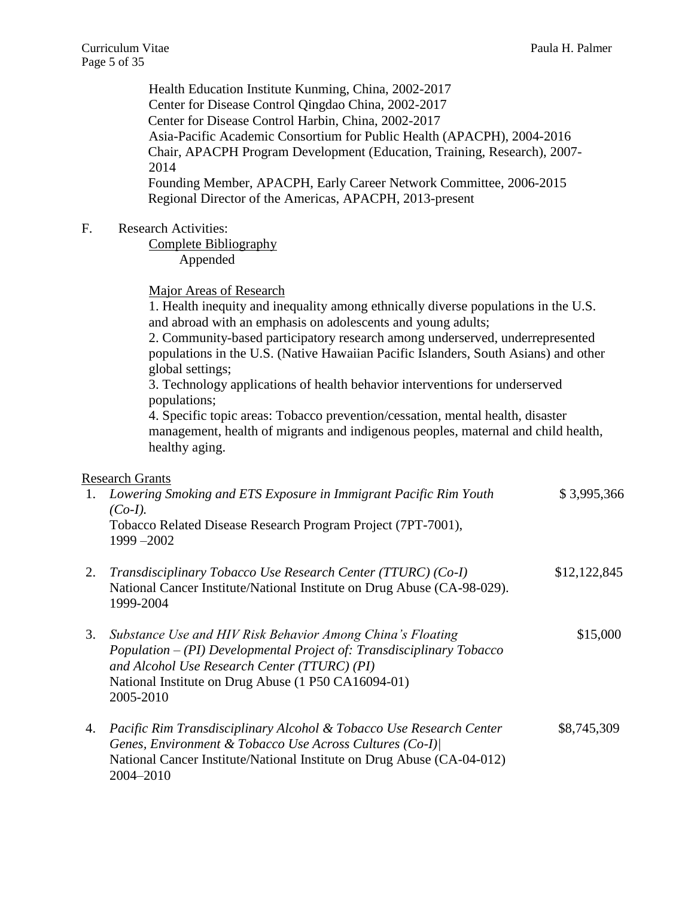Health Education Institute Kunming, China, 2002-2017
Center for Disease Control Qingdao China, 2002-2017
Center for Disease Control Harbin, China, 2002-2017
Asia-Pacific Academic Consortium for Public Health (APACPH), 2004-2016
Chair, APACPH Program Development (Education, Training, Research), 2007-2014
Founding Member, APACPH, Early Career Network Committee, 2006-2015
Regional Director of the Americas, APACPH, 2013-present

F. Research Activities:

<u>Complete Bibliography</u>

Appended

<u>Major Areas of Research</u>

1. Health inequity and inequality among ethnically diverse populations in the U.S. and abroad with an emphasis on adolescents and young adults;
2. Community-based participatory research among underserved, underrepresented populations in the U.S. (Native Hawaiian Pacific Islanders, South Asians) and other global settings;
3. Technology applications of health behavior interventions for underserved populations;
4. Specific topic areas: Tobacco prevention/cessation, mental health, disaster management, health of migrants and indigenous peoples, maternal and child health, healthy aging.

<u>Research Grants</u>

1. *Lowering Smoking and ETS Exposure in Immigrant Pacific Rim Youth (Co-I).* — $ 3,995,366
   Tobacco Related Disease Research Program Project (7PT-7001), 1999 –2002

2. *Transdisciplinary Tobacco Use Research Center (TTURC) (Co-I)* — $12,122,845
   National Cancer Institute/National Institute on Drug Abuse (CA-98-029). 1999-2004

3. *Substance Use and HIV Risk Behavior Among China's Floating Population – (PI) Developmental Project of: Transdisciplinary Tobacco and Alcohol Use Research Center (TTURC) (PI)* — $15,000
   National Institute on Drug Abuse (1 P50 CA16094-01)
   2005-2010

4. *Pacific Rim Transdisciplinary Alcohol & Tobacco Use Research Center Genes, Environment & Tobacco Use Across Cultures (Co-I)|* — $8,745,309
   National Cancer Institute/National Institute on Drug Abuse (CA-04-012)
   2004–2010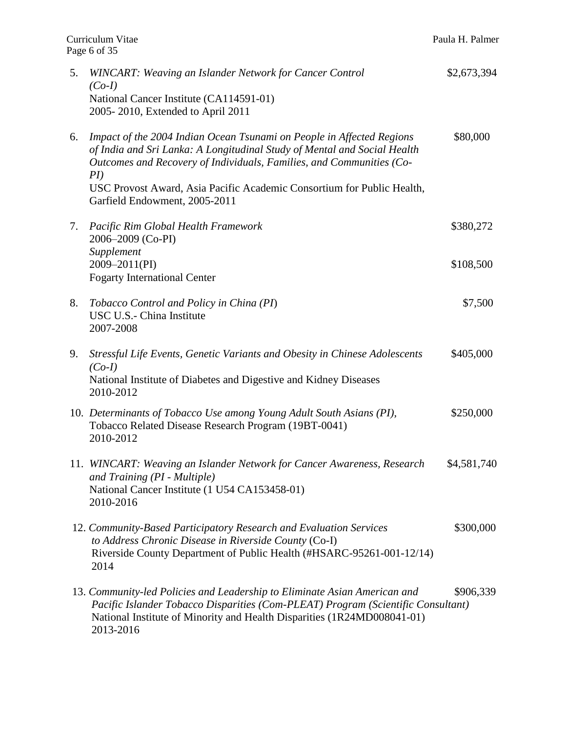5. *WINCART: Weaving an Islander Network for Cancer Control (Co-I)* — $2,673,394
   National Cancer Institute (CA114591-01)
   2005- 2010, Extended to April 2011

6. *Impact of the 2004 Indian Ocean Tsunami on People in Affected Regions of India and Sri Lanka: A Longitudinal Study of Mental and Social Health Outcomes and Recovery of Individuals, Families, and Communities (Co-PI)* — $80,000
   USC Provost Award, Asia Pacific Academic Consortium for Public Health, Garfield Endowment, 2005-2011

7. *Pacific Rim Global Health Framework* — $380,272
   2006–2009 (Co-PI)
   *Supplement*
   2009–2011(PI) — $108,500
   Fogarty International Center

8. *Tobacco Control and Policy in China (PI*) — $7,500
   USC U.S.- China Institute
   2007-2008

9. *Stressful Life Events, Genetic Variants and Obesity in Chinese Adolescents (Co-I)* — $405,000
   National Institute of Diabetes and Digestive and Kidney Diseases
   2010-2012

10. *Determinants of Tobacco Use among Young Adult South Asians (PI),* — $250,000
    Tobacco Related Disease Research Program (19BT-0041)
    2010-2012

11. *WINCART: Weaving an Islander Network for Cancer Awareness, Research and Training (PI - Multiple)* — $4,581,740
    National Cancer Institute (1 U54 CA153458-01)
    2010-2016

12. *Community-Based Participatory Research and Evaluation Services to Address Chronic Disease in Riverside County* (Co-I) — $300,000
    Riverside County Department of Public Health (#HSARC-95261-001-12/14)
    2014

13. *Community-led Policies and Leadership to Eliminate Asian American and Pacific Islander Tobacco Disparities (Com-PLEAT) Program (Scientific Consultant)* — $906,339
    National Institute of Minority and Health Disparities (1R24MD008041-01)
    2013-2016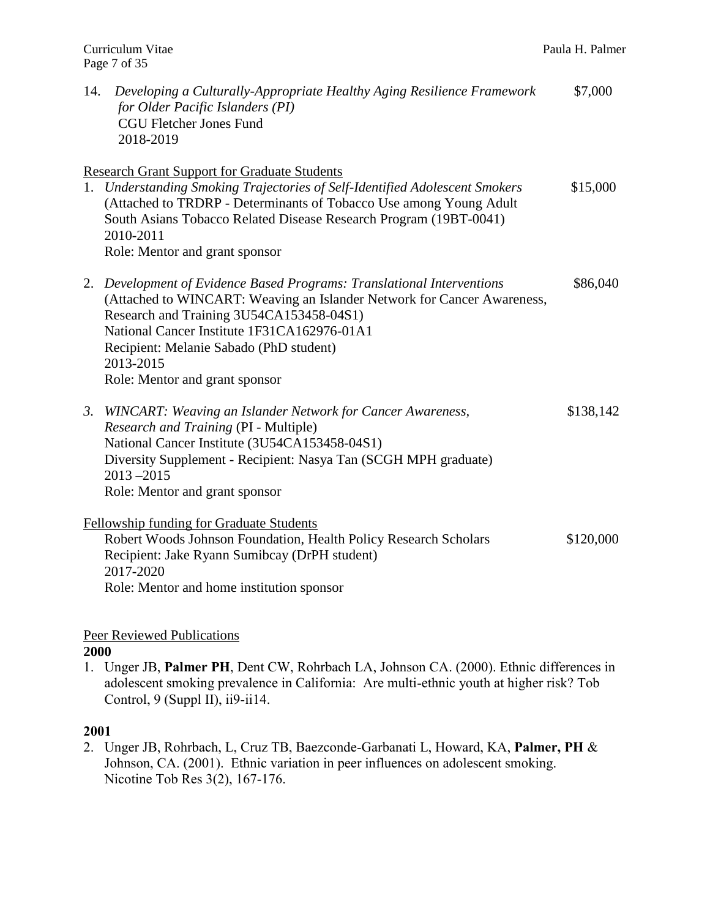14. *Developing a Culturally-Appropriate Healthy Aging Resilience Framework for Older Pacific Islanders (PI)* — $7,000
    CGU Fletcher Jones Fund
    2018-2019

Research Grant Support for Graduate Students

1. *Understanding Smoking Trajectories of Self-Identified Adolescent Smokers* — $15,000
   (Attached to TRDRP - Determinants of Tobacco Use among Young Adult South Asians Tobacco Related Disease Research Program (19BT-0041)
   2010-2011
   Role: Mentor and grant sponsor

2. *Development of Evidence Based Programs: Translational Interventions* — $86,040
   (Attached to WINCART: Weaving an Islander Network for Cancer Awareness, Research and Training 3U54CA153458-04S1)
   National Cancer Institute 1F31CA162976-01A1
   Recipient: Melanie Sabado (PhD student)
   2013-2015
   Role: Mentor and grant sponsor

3. *WINCART: Weaving an Islander Network for Cancer Awareness, Research and Training* (PI - Multiple) — $138,142
   National Cancer Institute (3U54CA153458-04S1)
   Diversity Supplement - Recipient: Nasya Tan (SCGH MPH graduate)
   2013 –2015
   Role: Mentor and grant sponsor

Fellowship funding for Graduate Students

Robert Woods Johnson Foundation, Health Policy Research Scholars — $120,000
Recipient: Jake Ryann Sumibcay (DrPH student)
2017-2020
Role: Mentor and home institution sponsor

Peer Reviewed Publications

**2000**

1. Unger JB, **Palmer PH**, Dent CW, Rohrbach LA, Johnson CA. (2000). Ethnic differences in adolescent smoking prevalence in California: Are multi-ethnic youth at higher risk? Tob Control, 9 (Suppl II), ii9-ii14.

**2001**

2. Unger JB, Rohrbach, L, Cruz TB, Baezconde-Garbanati L, Howard, KA, **Palmer, PH** & Johnson, CA. (2001). Ethnic variation in peer influences on adolescent smoking. Nicotine Tob Res 3(2), 167-176.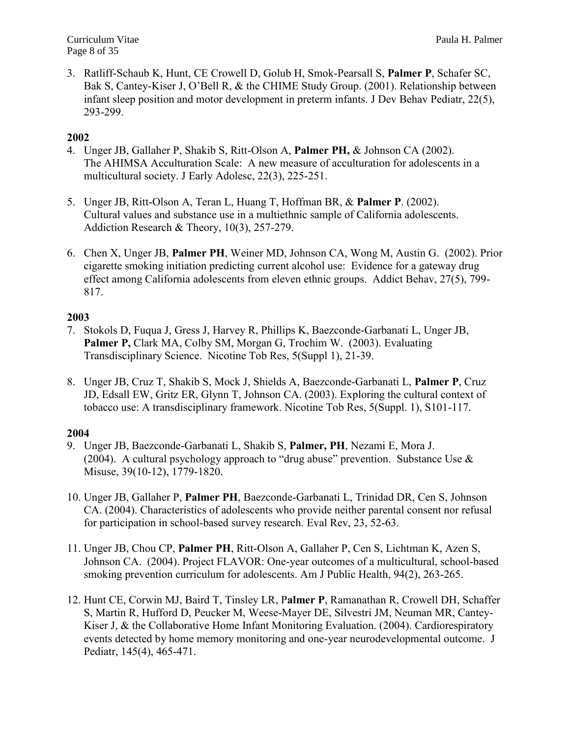3. Ratliff-Schaub K, Hunt, CE Crowell D, Golub H, Smok-Pearsall S, **Palmer P**, Schafer SC, Bak S, Cantey-Kiser J, O'Bell R, & the CHIME Study Group. (2001). Relationship between infant sleep position and motor development in preterm infants. J Dev Behav Pediatr, 22(5), 293-299.

**2002**

4. Unger JB, Gallaher P, Shakib S, Ritt-Olson A, **Palmer PH,** & Johnson CA (2002). The AHIMSA Acculturation Scale: A new measure of acculturation for adolescents in a multicultural society. J Early Adolesc, 22(3), 225-251.

5. Unger JB, Ritt-Olson A, Teran L, Huang T, Hoffman BR, & **Palmer P**. (2002). Cultural values and substance use in a multiethnic sample of California adolescents. Addiction Research & Theory, 10(3), 257-279.

6. Chen X, Unger JB, **Palmer PH**, Weiner MD, Johnson CA, Wong M, Austin G. (2002). Prior cigarette smoking initiation predicting current alcohol use: Evidence for a gateway drug effect among California adolescents from eleven ethnic groups. Addict Behav, 27(5), 799-817.

**2003**

7. Stokols D, Fuqua J, Gress J, Harvey R, Phillips K, Baezconde-Garbanati L, Unger JB, **Palmer P,** Clark MA, Colby SM, Morgan G, Trochim W. (2003). Evaluating Transdisciplinary Science. Nicotine Tob Res, 5(Suppl 1), 21-39.

8. Unger JB, Cruz T, Shakib S, Mock J, Shields A, Baezconde-Garbanati L, **Palmer P**, Cruz JD, Edsall EW, Gritz ER, Glynn T, Johnson CA. (2003). Exploring the cultural context of tobacco use: A transdisciplinary framework. Nicotine Tob Res, 5(Suppl. 1), S101-117.

**2004**

9. Unger JB, Baezconde-Garbanati L, Shakib S, **Palmer, PH**, Nezami E, Mora J. (2004). A cultural psychology approach to "drug abuse" prevention. Substance Use & Misuse, 39(10-12), 1779-1820.

10. Unger JB, Gallaher P, **Palmer PH**, Baezconde-Garbanati L, Trinidad DR, Cen S, Johnson CA. (2004). Characteristics of adolescents who provide neither parental consent nor refusal for participation in school-based survey research. Eval Rev, 23, 52-63.

11. Unger JB, Chou CP, **Palmer PH**, Ritt-Olson A, Gallaher P, Cen S, Lichtman K, Azen S, Johnson CA. (2004). Project FLAVOR: One-year outcomes of a multicultural, school-based smoking prevention curriculum for adolescents. Am J Public Health, 94(2), 263-265.

12. Hunt CE, Corwin MJ, Baird T, Tinsley LR, P**almer P**, Ramanathan R, Crowell DH, Schaffer S, Martin R, Hufford D, Peucker M, Weese-Mayer DE, Silvestri JM, Neuman MR, Cantey-Kiser J, & the Collaborative Home Infant Monitoring Evaluation. (2004). Cardiorespiratory events detected by home memory monitoring and one-year neurodevelopmental outcome. J Pediatr, 145(4), 465-471.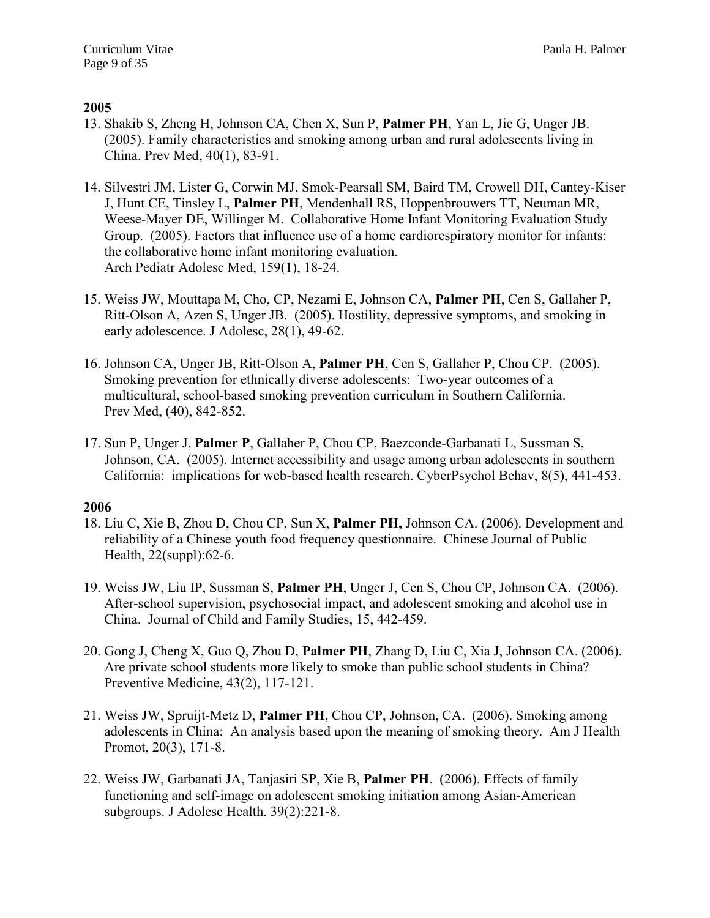**2005**

13. Shakib S, Zheng H, Johnson CA, Chen X, Sun P, **Palmer PH**, Yan L, Jie G, Unger JB. (2005). Family characteristics and smoking among urban and rural adolescents living in China. Prev Med, 40(1), 83-91.

14. Silvestri JM, Lister G, Corwin MJ, Smok-Pearsall SM, Baird TM, Crowell DH, Cantey-Kiser J, Hunt CE, Tinsley L, **Palmer PH**, Mendenhall RS, Hoppenbrouwers TT, Neuman MR, Weese-Mayer DE, Willinger M. Collaborative Home Infant Monitoring Evaluation Study Group. (2005). Factors that influence use of a home cardiorespiratory monitor for infants: the collaborative home infant monitoring evaluation. Arch Pediatr Adolesc Med, 159(1), 18-24.

15. Weiss JW, Mouttapa M, Cho, CP, Nezami E, Johnson CA, **Palmer PH**, Cen S, Gallaher P, Ritt-Olson A, Azen S, Unger JB. (2005). Hostility, depressive symptoms, and smoking in early adolescence. J Adolesc, 28(1), 49-62.

16. Johnson CA, Unger JB, Ritt-Olson A, **Palmer PH**, Cen S, Gallaher P, Chou CP. (2005). Smoking prevention for ethnically diverse adolescents: Two-year outcomes of a multicultural, school-based smoking prevention curriculum in Southern California. Prev Med, (40), 842-852.

17. Sun P, Unger J, **Palmer P**, Gallaher P, Chou CP, Baezconde-Garbanati L, Sussman S, Johnson, CA. (2005). Internet accessibility and usage among urban adolescents in southern California: implications for web-based health research. CyberPsychol Behav, 8(5), 441-453.

**2006**

18. Liu C, Xie B, Zhou D, Chou CP, Sun X, **Palmer PH,** Johnson CA. (2006). Development and reliability of a Chinese youth food frequency questionnaire. Chinese Journal of Public Health, 22(suppl):62-6.

19. Weiss JW, Liu IP, Sussman S, **Palmer PH**, Unger J, Cen S, Chou CP, Johnson CA. (2006). After-school supervision, psychosocial impact, and adolescent smoking and alcohol use in China. Journal of Child and Family Studies, 15, 442-459.

20. Gong J, Cheng X, Guo Q, Zhou D, **Palmer PH**, Zhang D, Liu C, Xia J, Johnson CA. (2006). Are private school students more likely to smoke than public school students in China? Preventive Medicine, 43(2), 117-121.

21. Weiss JW, Spruijt-Metz D, **Palmer PH**, Chou CP, Johnson, CA. (2006). Smoking among adolescents in China: An analysis based upon the meaning of smoking theory. Am J Health Promot, 20(3), 171-8.

22. Weiss JW, Garbanati JA, Tanjasiri SP, Xie B, **Palmer PH**. (2006). Effects of family functioning and self-image on adolescent smoking initiation among Asian-American subgroups. J Adolesc Health. 39(2):221-8.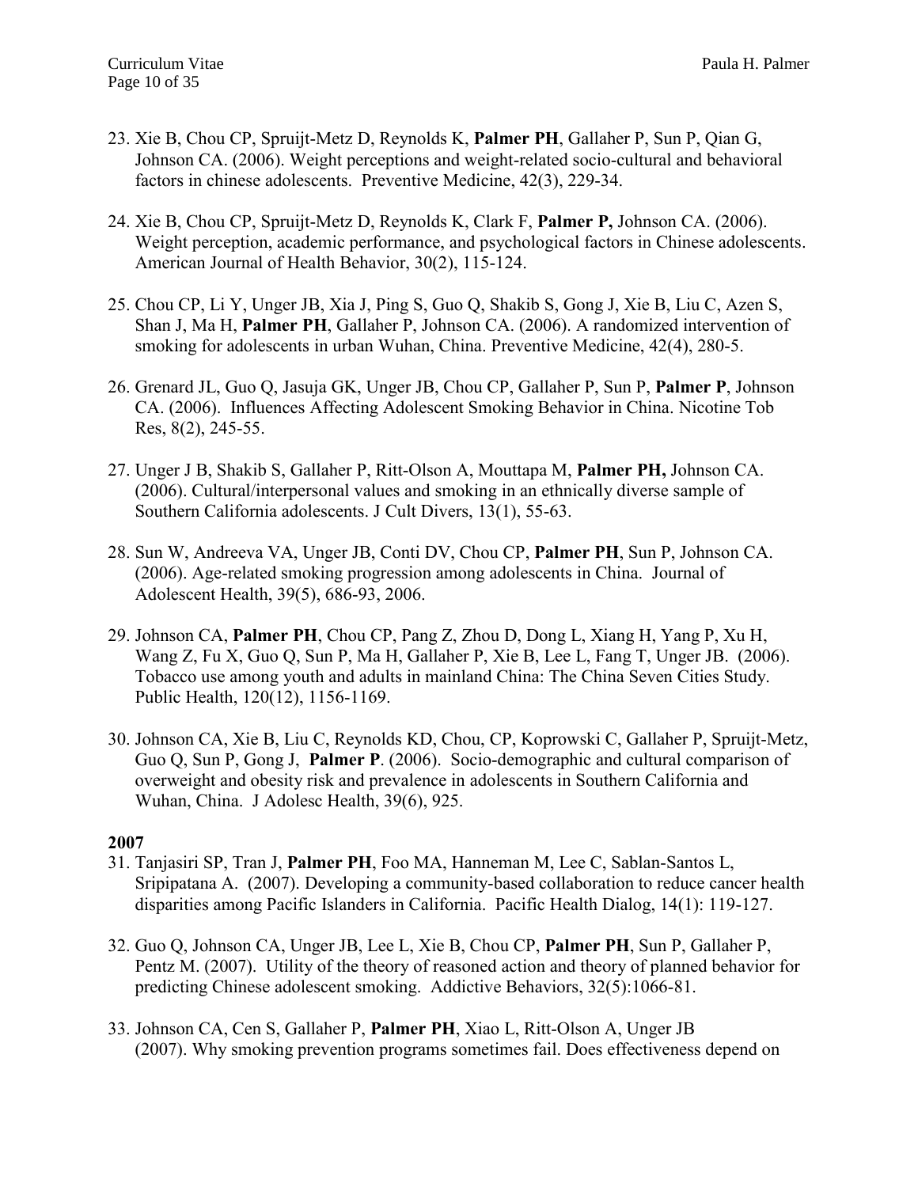23. Xie B, Chou CP, Spruijt-Metz D, Reynolds K, **Palmer PH**, Gallaher P, Sun P, Qian G, Johnson CA. (2006). Weight perceptions and weight-related socio-cultural and behavioral factors in chinese adolescents. Preventive Medicine, 42(3), 229-34.

24. Xie B, Chou CP, Spruijt-Metz D, Reynolds K, Clark F, **Palmer P,** Johnson CA. (2006). Weight perception, academic performance, and psychological factors in Chinese adolescents. American Journal of Health Behavior, 30(2), 115-124.

25. Chou CP, Li Y, Unger JB, Xia J, Ping S, Guo Q, Shakib S, Gong J, Xie B, Liu C, Azen S, Shan J, Ma H, **Palmer PH**, Gallaher P, Johnson CA. (2006). A randomized intervention of smoking for adolescents in urban Wuhan, China. Preventive Medicine, 42(4), 280-5.

26. Grenard JL, Guo Q, Jasuja GK, Unger JB, Chou CP, Gallaher P, Sun P, **Palmer P**, Johnson CA. (2006). Influences Affecting Adolescent Smoking Behavior in China. Nicotine Tob Res, 8(2), 245-55.

27. Unger J B, Shakib S, Gallaher P, Ritt-Olson A, Mouttapa M, **Palmer PH,** Johnson CA. (2006). Cultural/interpersonal values and smoking in an ethnically diverse sample of Southern California adolescents. J Cult Divers, 13(1), 55-63.

28. Sun W, Andreeva VA, Unger JB, Conti DV, Chou CP, **Palmer PH**, Sun P, Johnson CA. (2006). Age-related smoking progression among adolescents in China. Journal of Adolescent Health, 39(5), 686-93, 2006.

29. Johnson CA, **Palmer PH**, Chou CP, Pang Z, Zhou D, Dong L, Xiang H, Yang P, Xu H, Wang Z, Fu X, Guo Q, Sun P, Ma H, Gallaher P, Xie B, Lee L, Fang T, Unger JB. (2006). Tobacco use among youth and adults in mainland China: The China Seven Cities Study. Public Health, 120(12), 1156-1169.

30. Johnson CA, Xie B, Liu C, Reynolds KD, Chou, CP, Koprowski C, Gallaher P, Spruijt-Metz, Guo Q, Sun P, Gong J, **Palmer P**. (2006). Socio-demographic and cultural comparison of overweight and obesity risk and prevalence in adolescents in Southern California and Wuhan, China. J Adolesc Health, 39(6), 925.

**2007**

31. Tanjasiri SP, Tran J, **Palmer PH**, Foo MA, Hanneman M, Lee C, Sablan-Santos L, Sripipatana A. (2007). Developing a community-based collaboration to reduce cancer health disparities among Pacific Islanders in California. Pacific Health Dialog, 14(1): 119-127.

32. Guo Q, Johnson CA, Unger JB, Lee L, Xie B, Chou CP, **Palmer PH**, Sun P, Gallaher P, Pentz M. (2007). Utility of the theory of reasoned action and theory of planned behavior for predicting Chinese adolescent smoking. Addictive Behaviors, 32(5):1066-81.

33. Johnson CA, Cen S, Gallaher P, **Palmer PH**, Xiao L, Ritt-Olson A, Unger JB (2007). Why smoking prevention programs sometimes fail. Does effectiveness depend on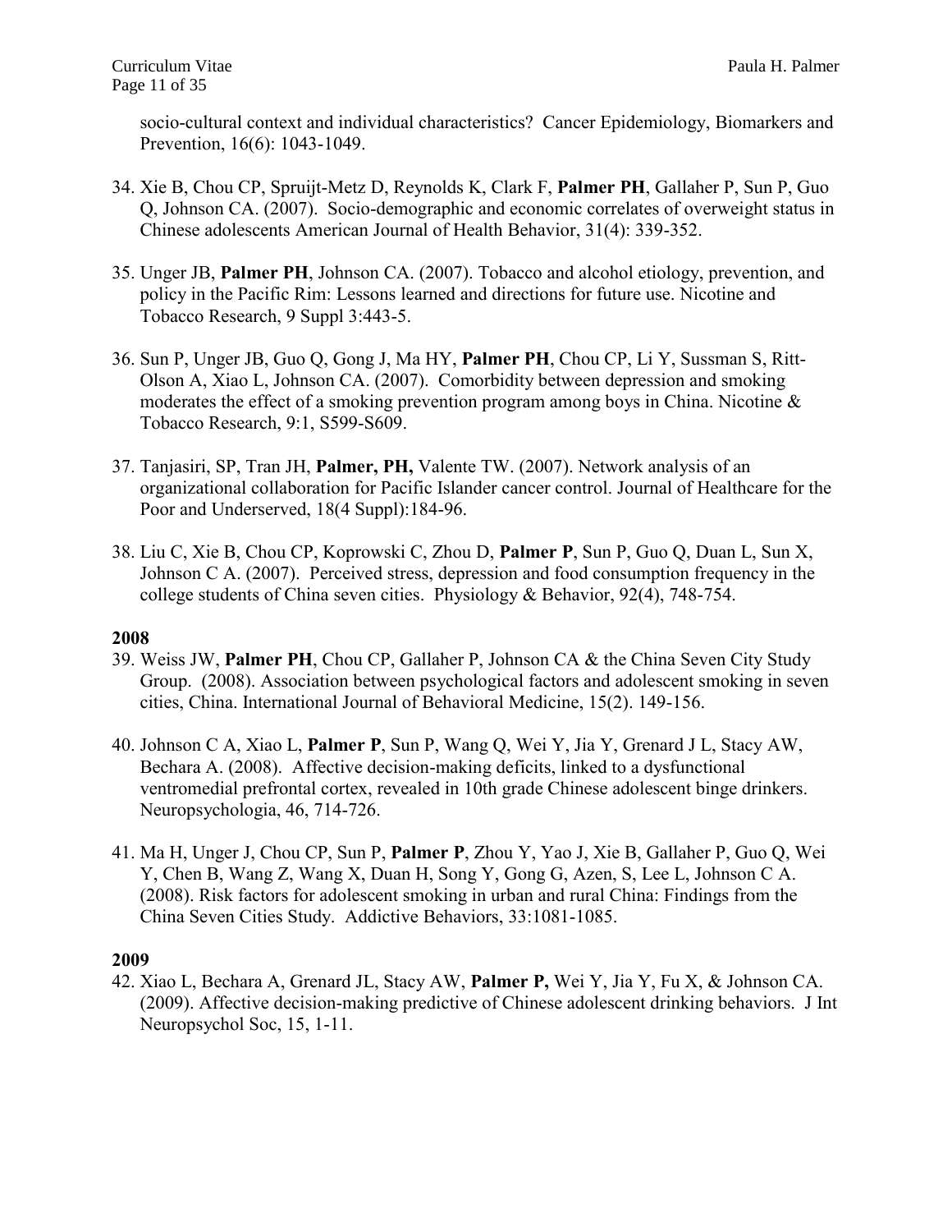socio-cultural context and individual characteristics? Cancer Epidemiology, Biomarkers and Prevention, 16(6): 1043-1049.

34. Xie B, Chou CP, Spruijt-Metz D, Reynolds K, Clark F, **Palmer PH**, Gallaher P, Sun P, Guo Q, Johnson CA. (2007). Socio-demographic and economic correlates of overweight status in Chinese adolescents American Journal of Health Behavior, 31(4): 339-352.

35. Unger JB, **Palmer PH**, Johnson CA. (2007). Tobacco and alcohol etiology, prevention, and policy in the Pacific Rim: Lessons learned and directions for future use. Nicotine and Tobacco Research, 9 Suppl 3:443-5.

36. Sun P, Unger JB, Guo Q, Gong J, Ma HY, **Palmer PH**, Chou CP, Li Y, Sussman S, Ritt-Olson A, Xiao L, Johnson CA. (2007). Comorbidity between depression and smoking moderates the effect of a smoking prevention program among boys in China. Nicotine & Tobacco Research, 9:1, S599-S609.

37. Tanjasiri, SP, Tran JH, **Palmer, PH,** Valente TW. (2007). Network analysis of an organizational collaboration for Pacific Islander cancer control. Journal of Healthcare for the Poor and Underserved, 18(4 Suppl):184-96.

38. Liu C, Xie B, Chou CP, Koprowski C, Zhou D, **Palmer P**, Sun P, Guo Q, Duan L, Sun X, Johnson C A. (2007). Perceived stress, depression and food consumption frequency in the college students of China seven cities. Physiology & Behavior, 92(4), 748-754.

**2008**

39. Weiss JW, **Palmer PH**, Chou CP, Gallaher P, Johnson CA & the China Seven City Study Group. (2008). Association between psychological factors and adolescent smoking in seven cities, China. International Journal of Behavioral Medicine, 15(2). 149-156.

40. Johnson C A, Xiao L, **Palmer P**, Sun P, Wang Q, Wei Y, Jia Y, Grenard J L, Stacy AW, Bechara A. (2008). Affective decision-making deficits, linked to a dysfunctional ventromedial prefrontal cortex, revealed in 10th grade Chinese adolescent binge drinkers. Neuropsychologia, 46, 714-726.

41. Ma H, Unger J, Chou CP, Sun P, **Palmer P**, Zhou Y, Yao J, Xie B, Gallaher P, Guo Q, Wei Y, Chen B, Wang Z, Wang X, Duan H, Song Y, Gong G, Azen, S, Lee L, Johnson C A. (2008). Risk factors for adolescent smoking in urban and rural China: Findings from the China Seven Cities Study. Addictive Behaviors, 33:1081-1085.

**2009**

42. Xiao L, Bechara A, Grenard JL, Stacy AW, **Palmer P,** Wei Y, Jia Y, Fu X, & Johnson CA. (2009). Affective decision-making predictive of Chinese adolescent drinking behaviors. J Int Neuropsychol Soc, 15, 1-11.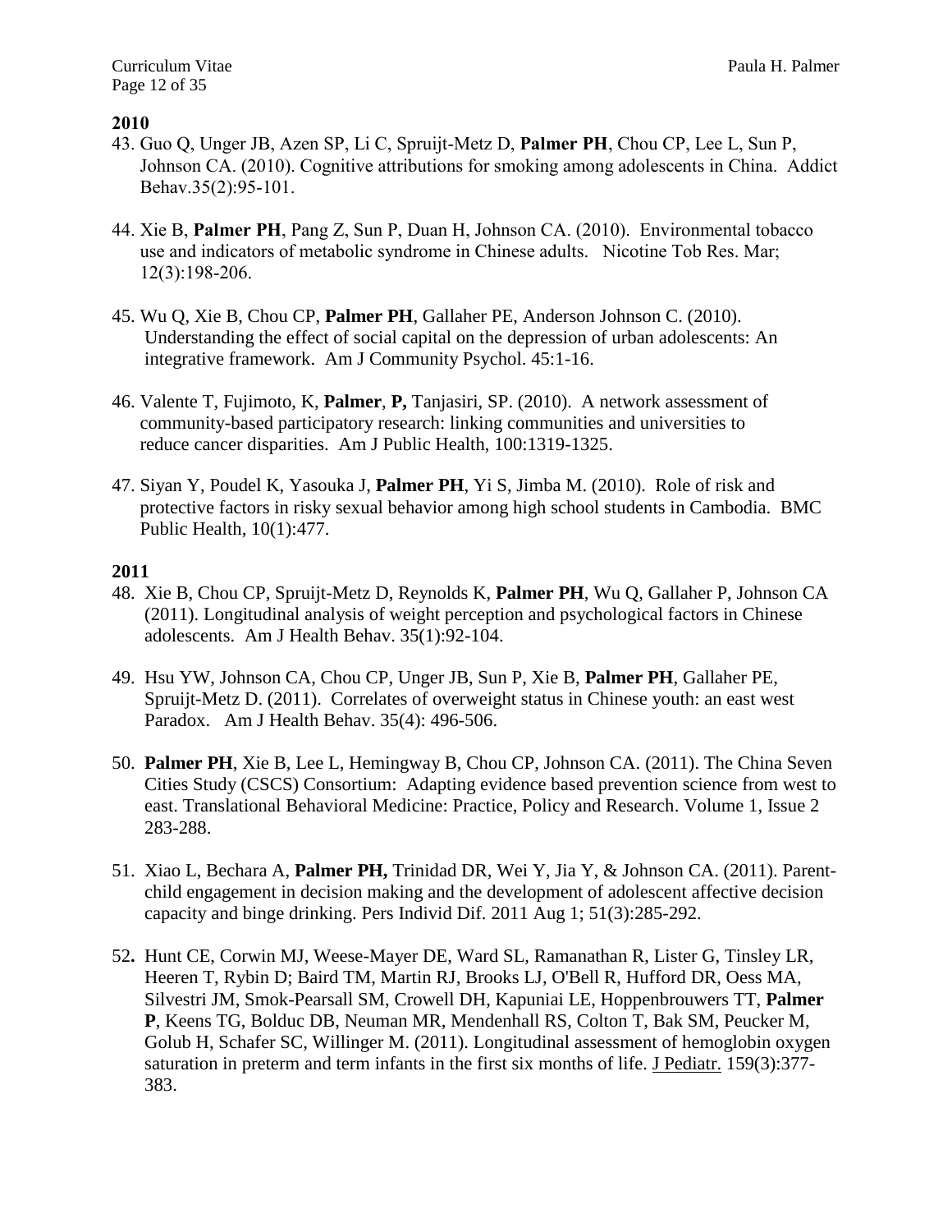**2010**

43. Guo Q, Unger JB, Azen SP, Li C, Spruijt-Metz D, **Palmer PH**, Chou CP, Lee L, Sun P, Johnson CA. (2010). Cognitive attributions for smoking among adolescents in China. Addict Behav.35(2):95-101.

44. Xie B, **Palmer PH**, Pang Z, Sun P, Duan H, Johnson CA. (2010). Environmental tobacco use and indicators of metabolic syndrome in Chinese adults. Nicotine Tob Res. Mar; 12(3):198-206.

45. Wu Q, Xie B, Chou CP, **Palmer PH**, Gallaher PE, Anderson Johnson C. (2010). Understanding the effect of social capital on the depression of urban adolescents: An integrative framework. Am J Community Psychol. 45:1-16.

46. Valente T, Fujimoto, K, **Palmer**, **P,** Tanjasiri, SP. (2010). A network assessment of community-based participatory research: linking communities and universities to reduce cancer disparities. Am J Public Health, 100:1319-1325.

47. Siyan Y, Poudel K, Yasouka J, **Palmer PH**, Yi S, Jimba M. (2010). Role of risk and protective factors in risky sexual behavior among high school students in Cambodia. BMC Public Health, 10(1):477.

**2011**

48. Xie B, Chou CP, Spruijt-Metz D, Reynolds K, **Palmer PH**, Wu Q, Gallaher P, Johnson CA (2011). Longitudinal analysis of weight perception and psychological factors in Chinese adolescents. Am J Health Behav. 35(1):92-104.

49. Hsu YW, Johnson CA, Chou CP, Unger JB, Sun P, Xie B, **Palmer PH**, Gallaher PE, Spruijt-Metz D. (2011). Correlates of overweight status in Chinese youth: an east west Paradox. Am J Health Behav. 35(4): 496-506.

50. **Palmer PH**, Xie B, Lee L, Hemingway B, Chou CP, Johnson CA. (2011). The China Seven Cities Study (CSCS) Consortium: Adapting evidence based prevention science from west to east. Translational Behavioral Medicine: Practice, Policy and Research. Volume 1, Issue 2 283-288.

51. Xiao L, Bechara A, **Palmer PH,** Trinidad DR, Wei Y, Jia Y, & Johnson CA. (2011). Parent-child engagement in decision making and the development of adolescent affective decision capacity and binge drinking. Pers Individ Dif. 2011 Aug 1; 51(3):285-292.

52. Hunt CE, Corwin MJ, Weese-Mayer DE, Ward SL, Ramanathan R, Lister G, Tinsley LR, Heeren T, Rybin D; Baird TM, Martin RJ, Brooks LJ, O'Bell R, Hufford DR, Oess MA, Silvestri JM, Smok-Pearsall SM, Crowell DH, Kapuniai LE, Hoppenbrouwers TT, **Palmer P**, Keens TG, Bolduc DB, Neuman MR, Mendenhall RS, Colton T, Bak SM, Peucker M, Golub H, Schafer SC, Willinger M. (2011). Longitudinal assessment of hemoglobin oxygen saturation in preterm and term infants in the first six months of life. J Pediatr. 159(3):377-383.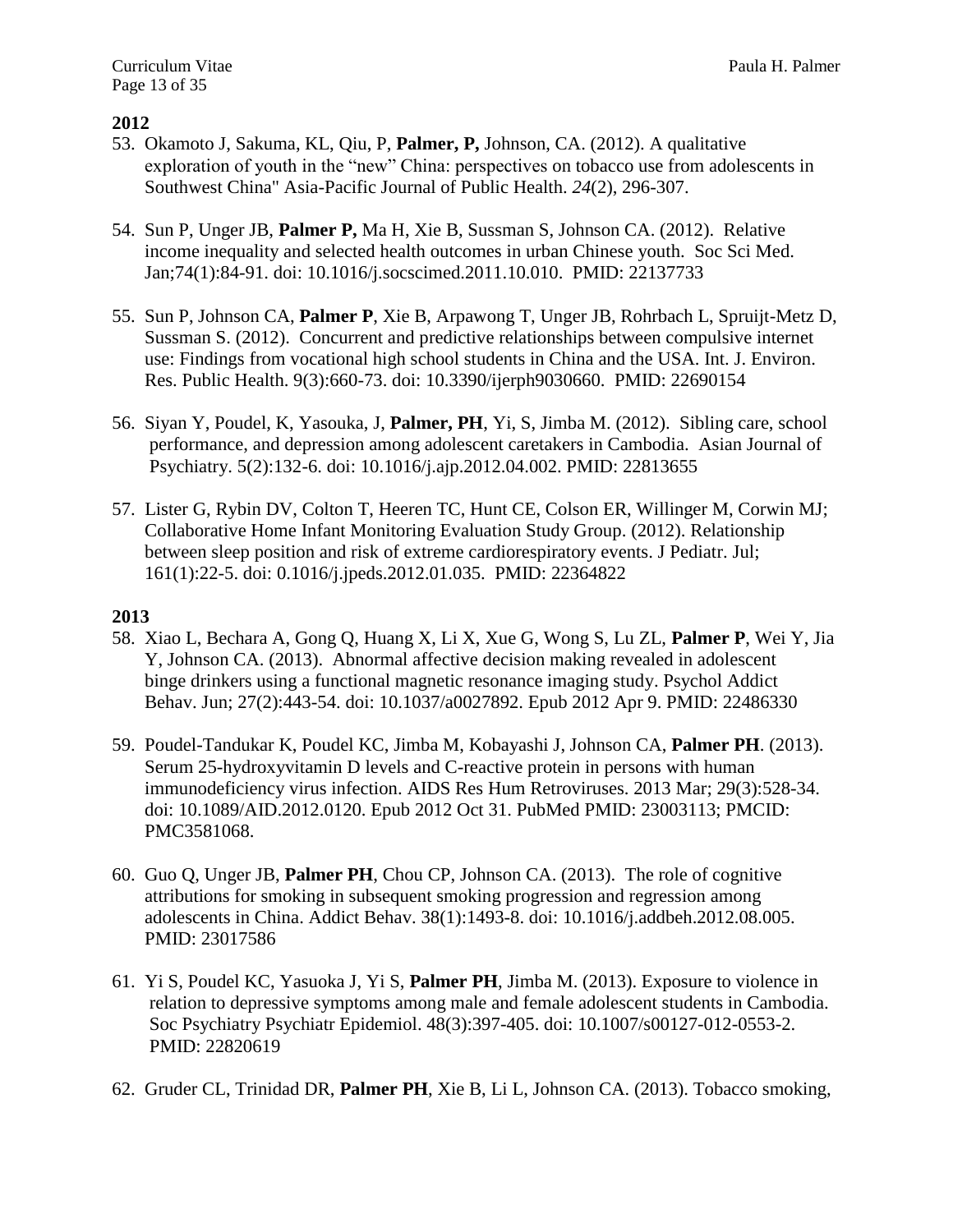**2012**

53. Okamoto J, Sakuma, KL, Qiu, P, **Palmer, P,** Johnson, CA. (2012). A qualitative exploration of youth in the "new" China: perspectives on tobacco use from adolescents in Southwest China" Asia-Pacific Journal of Public Health. *24*(2), 296-307.

54. Sun P, Unger JB, **Palmer P,** Ma H, Xie B, Sussman S, Johnson CA. (2012). Relative income inequality and selected health outcomes in urban Chinese youth. Soc Sci Med. Jan;74(1):84-91. doi: 10.1016/j.socscimed.2011.10.010. PMID: 22137733

55. Sun P, Johnson CA, **Palmer P**, Xie B, Arpawong T, Unger JB, Rohrbach L, Spruijt-Metz D, Sussman S. (2012). Concurrent and predictive relationships between compulsive internet use: Findings from vocational high school students in China and the USA. Int. J. Environ. Res. Public Health. 9(3):660-73. doi: 10.3390/ijerph9030660. PMID: 22690154

56. Siyan Y, Poudel, K, Yasouka, J, **Palmer, PH**, Yi, S, Jimba M. (2012). Sibling care, school performance, and depression among adolescent caretakers in Cambodia. Asian Journal of Psychiatry. 5(2):132-6. doi: 10.1016/j.ajp.2012.04.002. PMID: 22813655

57. Lister G, Rybin DV, Colton T, Heeren TC, Hunt CE, Colson ER, Willinger M, Corwin MJ; Collaborative Home Infant Monitoring Evaluation Study Group. (2012). Relationship between sleep position and risk of extreme cardiorespiratory events. J Pediatr. Jul; 161(1):22-5. doi: 0.1016/j.jpeds.2012.01.035. PMID: 22364822

**2013**

58. Xiao L, Bechara A, Gong Q, Huang X, Li X, Xue G, Wong S, Lu ZL, **Palmer P**, Wei Y, Jia Y, Johnson CA. (2013). Abnormal affective decision making revealed in adolescent binge drinkers using a functional magnetic resonance imaging study. Psychol Addict Behav. Jun; 27(2):443-54. doi: 10.1037/a0027892. Epub 2012 Apr 9. PMID: 22486330

59. Poudel-Tandukar K, Poudel KC, Jimba M, Kobayashi J, Johnson CA, **Palmer PH**. (2013). Serum 25-hydroxyvitamin D levels and C-reactive protein in persons with human immunodeficiency virus infection. AIDS Res Hum Retroviruses. 2013 Mar; 29(3):528-34. doi: 10.1089/AID.2012.0120. Epub 2012 Oct 31. PubMed PMID: 23003113; PMCID: PMC3581068.

60. Guo Q, Unger JB, **Palmer PH**, Chou CP, Johnson CA. (2013). The role of cognitive attributions for smoking in subsequent smoking progression and regression among adolescents in China. Addict Behav. 38(1):1493-8. doi: 10.1016/j.addbeh.2012.08.005. PMID: 23017586

61. Yi S, Poudel KC, Yasuoka J, Yi S, **Palmer PH**, Jimba M. (2013). Exposure to violence in relation to depressive symptoms among male and female adolescent students in Cambodia. Soc Psychiatry Psychiatr Epidemiol. 48(3):397-405. doi: 10.1007/s00127-012-0553-2. PMID: 22820619

62. Gruder CL, Trinidad DR, **Palmer PH**, Xie B, Li L, Johnson CA. (2013). Tobacco smoking,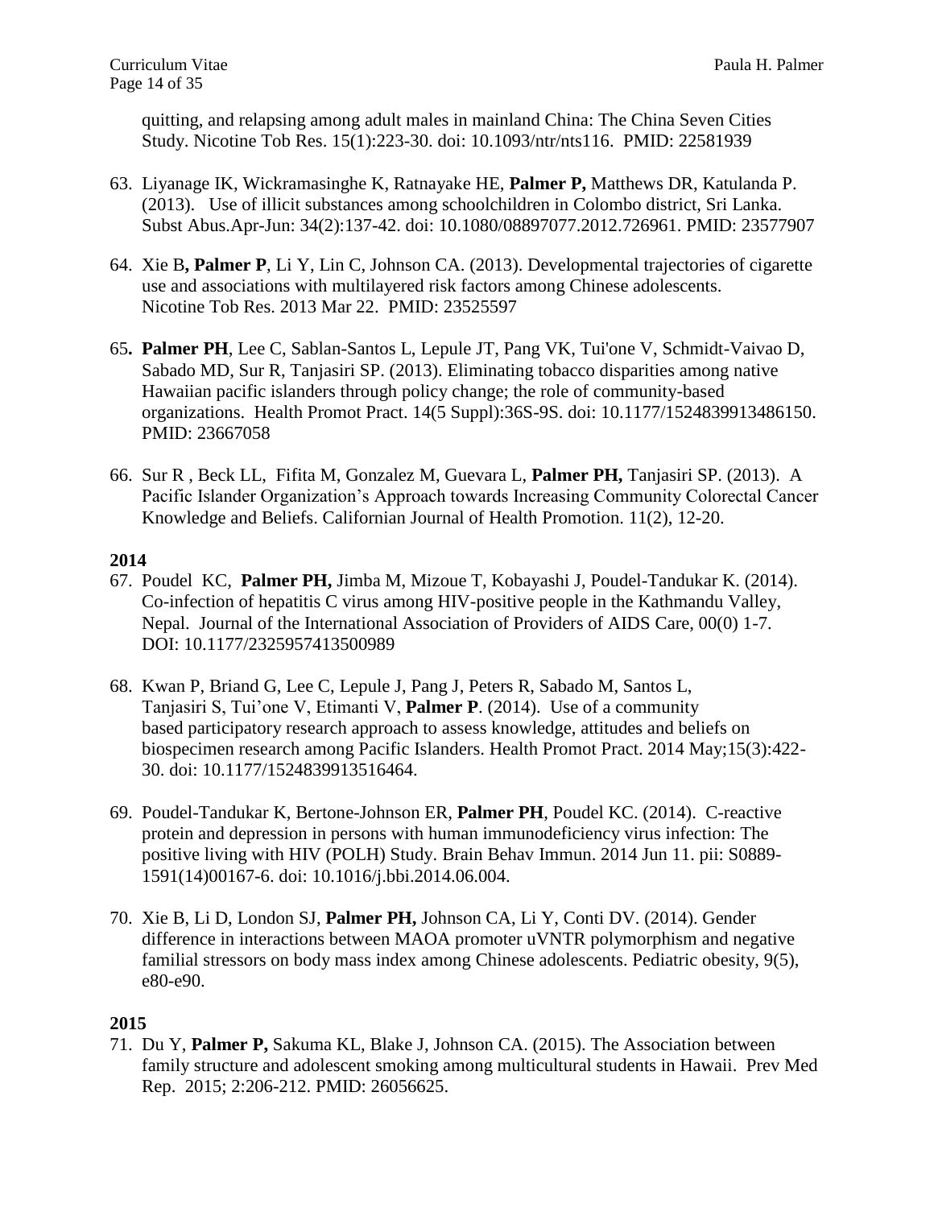quitting, and relapsing among adult males in mainland China: The China Seven Cities Study. Nicotine Tob Res. 15(1):223-30. doi: 10.1093/ntr/nts116. PMID: 22581939

63. Liyanage IK, Wickramasinghe K, Ratnayake HE, **Palmer P,** Matthews DR, Katulanda P. (2013). Use of illicit substances among schoolchildren in Colombo district, Sri Lanka. Subst Abus.Apr-Jun: 34(2):137-42. doi: 10.1080/08897077.2012.726961. PMID: 23577907

64. Xie B**, Palmer P**, Li Y, Lin C, Johnson CA. (2013). Developmental trajectories of cigarette use and associations with multilayered risk factors among Chinese adolescents. Nicotine Tob Res. 2013 Mar 22. PMID: 23525597

65**. Palmer PH**, Lee C, Sablan-Santos L, Lepule JT, Pang VK, Tui'one V, Schmidt-Vaivao D, Sabado MD, Sur R, Tanjasiri SP. (2013). Eliminating tobacco disparities among native Hawaiian pacific islanders through policy change; the role of community-based organizations. Health Promot Pract. 14(5 Suppl):36S-9S. doi: 10.1177/1524839913486150. PMID: 23667058

66. Sur R , Beck LL, Fifita M, Gonzalez M, Guevara L, **Palmer PH,** Tanjasiri SP. (2013). A Pacific Islander Organization's Approach towards Increasing Community Colorectal Cancer Knowledge and Beliefs. Californian Journal of Health Promotion. 11(2), 12-20.

**2014**

67. Poudel KC, **Palmer PH,** Jimba M, Mizoue T, Kobayashi J, Poudel-Tandukar K. (2014). Co-infection of hepatitis C virus among HIV-positive people in the Kathmandu Valley, Nepal. Journal of the International Association of Providers of AIDS Care, 00(0) 1-7. DOI: 10.1177/2325957413500989

68. Kwan P, Briand G, Lee C, Lepule J, Pang J, Peters R, Sabado M, Santos L, Tanjasiri S, Tui'one V, Etimanti V, **Palmer P**. (2014). Use of a community based participatory research approach to assess knowledge, attitudes and beliefs on biospecimen research among Pacific Islanders. Health Promot Pract. 2014 May;15(3):422-30. doi: 10.1177/1524839913516464.

69. Poudel-Tandukar K, Bertone-Johnson ER, **Palmer PH**, Poudel KC. (2014). C-reactive protein and depression in persons with human immunodeficiency virus infection: The positive living with HIV (POLH) Study. Brain Behav Immun. 2014 Jun 11. pii: S0889-1591(14)00167-6. doi: 10.1016/j.bbi.2014.06.004.

70. Xie B, Li D, London SJ, **Palmer PH,** Johnson CA, Li Y, Conti DV. (2014). Gender difference in interactions between MAOA promoter uVNTR polymorphism and negative familial stressors on body mass index among Chinese adolescents. Pediatric obesity, 9(5), e80-e90.

**2015**

71. Du Y, **Palmer P,** Sakuma KL, Blake J, Johnson CA. (2015). The Association between family structure and adolescent smoking among multicultural students in Hawaii. Prev Med Rep. 2015; 2:206-212. PMID: 26056625.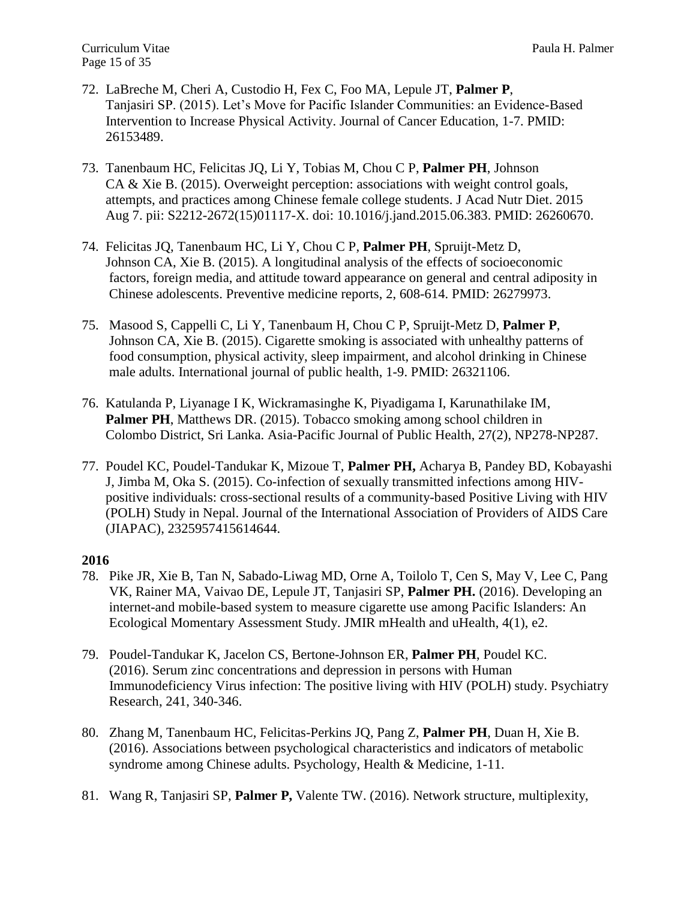72. LaBreche M, Cheri A, Custodio H, Fex C, Foo MA, Lepule JT, **Palmer P**, Tanjasiri SP. (2015). Let's Move for Pacific Islander Communities: an Evidence-Based Intervention to Increase Physical Activity. Journal of Cancer Education, 1-7. PMID: 26153489.

73. Tanenbaum HC, Felicitas JQ, Li Y, Tobias M, Chou C P, **Palmer PH**, Johnson CA & Xie B. (2015). Overweight perception: associations with weight control goals, attempts, and practices among Chinese female college students. J Acad Nutr Diet. 2015 Aug 7. pii: S2212-2672(15)01117-X. doi: 10.1016/j.jand.2015.06.383. PMID: 26260670.

74. Felicitas JQ, Tanenbaum HC, Li Y, Chou C P, **Palmer PH**, Spruijt-Metz D, Johnson CA, Xie B. (2015). A longitudinal analysis of the effects of socioeconomic factors, foreign media, and attitude toward appearance on general and central adiposity in Chinese adolescents. Preventive medicine reports, 2, 608-614. PMID: 26279973.

75. Masood S, Cappelli C, Li Y, Tanenbaum H, Chou C P, Spruijt-Metz D, **Palmer P**, Johnson CA, Xie B. (2015). Cigarette smoking is associated with unhealthy patterns of food consumption, physical activity, sleep impairment, and alcohol drinking in Chinese male adults. International journal of public health, 1-9. PMID: 26321106.

76. Katulanda P, Liyanage I K, Wickramasinghe K, Piyadigama I, Karunathilake IM, **Palmer PH**, Matthews DR. (2015). Tobacco smoking among school children in Colombo District, Sri Lanka. Asia-Pacific Journal of Public Health, 27(2), NP278-NP287.

77. Poudel KC, Poudel-Tandukar K, Mizoue T, **Palmer PH,** Acharya B, Pandey BD, Kobayashi J, Jimba M, Oka S. (2015). Co-infection of sexually transmitted infections among HIV-positive individuals: cross-sectional results of a community-based Positive Living with HIV (POLH) Study in Nepal. Journal of the International Association of Providers of AIDS Care (JIAPAC), 2325957415614644.

**2016**

78. Pike JR, Xie B, Tan N, Sabado-Liwag MD, Orne A, Toilolo T, Cen S, May V, Lee C, Pang VK, Rainer MA, Vaivao DE, Lepule JT, Tanjasiri SP, **Palmer PH.** (2016). Developing an internet-and mobile-based system to measure cigarette use among Pacific Islanders: An Ecological Momentary Assessment Study. JMIR mHealth and uHealth, 4(1), e2.

79. Poudel-Tandukar K, Jacelon CS, Bertone-Johnson ER, **Palmer PH**, Poudel KC. (2016). Serum zinc concentrations and depression in persons with Human Immunodeficiency Virus infection: The positive living with HIV (POLH) study. Psychiatry Research, 241, 340-346.

80. Zhang M, Tanenbaum HC, Felicitas-Perkins JQ, Pang Z, **Palmer PH**, Duan H, Xie B. (2016). Associations between psychological characteristics and indicators of metabolic syndrome among Chinese adults. Psychology, Health & Medicine, 1-11.

81. Wang R, Tanjasiri SP, **Palmer P,** Valente TW. (2016). Network structure, multiplexity,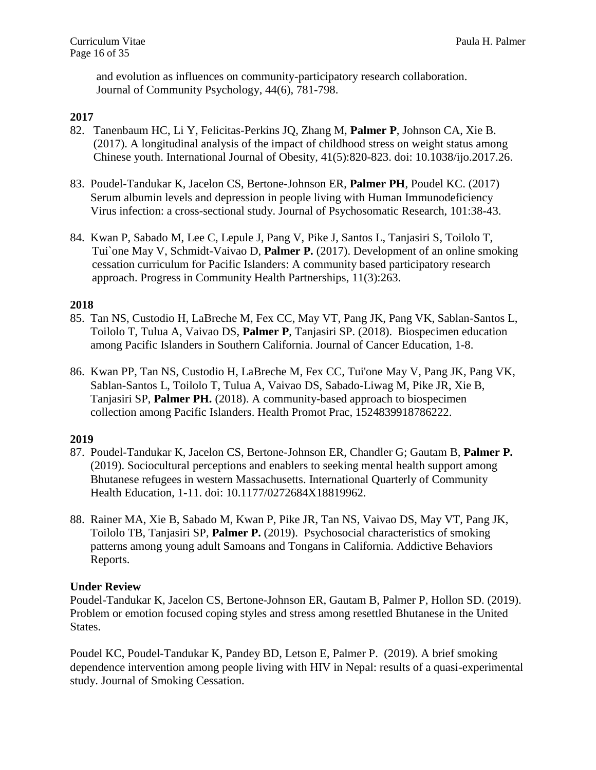and evolution as influences on community-participatory research collaboration. Journal of Community Psychology, 44(6), 781-798.

**2017**

82. Tanenbaum HC, Li Y, Felicitas-Perkins JQ, Zhang M, **Palmer P**, Johnson CA, Xie B. (2017). A longitudinal analysis of the impact of childhood stress on weight status among Chinese youth. International Journal of Obesity, 41(5):820-823. doi: 10.1038/ijo.2017.26.

83. Poudel-Tandukar K, Jacelon CS, Bertone-Johnson ER, **Palmer PH**, Poudel KC. (2017) Serum albumin levels and depression in people living with Human Immunodeficiency Virus infection: a cross-sectional study. Journal of Psychosomatic Research, 101:38-43.

84. Kwan P, Sabado M, Lee C, Lepule J, Pang V, Pike J, Santos L, Tanjasiri S, Toilolo T, Tui`one May V, Schmidt-Vaivao D, **Palmer P.** (2017). Development of an online smoking cessation curriculum for Pacific Islanders: A community based participatory research approach. Progress in Community Health Partnerships, 11(3):263.

**2018**

85. Tan NS, Custodio H, LaBreche M, Fex CC, May VT, Pang JK, Pang VK, Sablan-Santos L, Toilolo T, Tulua A, Vaivao DS, **Palmer P**, Tanjasiri SP. (2018). Biospecimen education among Pacific Islanders in Southern California. Journal of Cancer Education, 1-8.

86. Kwan PP, Tan NS, Custodio H, LaBreche M, Fex CC, Tui'one May V, Pang JK, Pang VK, Sablan-Santos L, Toilolo T, Tulua A, Vaivao DS, Sabado-Liwag M, Pike JR, Xie B, Tanjasiri SP, **Palmer PH.** (2018). A community-based approach to biospecimen collection among Pacific Islanders. Health Promot Prac, 1524839918786222.

**2019**

87. Poudel-Tandukar K, Jacelon CS, Bertone-Johnson ER, Chandler G; Gautam B, **Palmer P.** (2019). Sociocultural perceptions and enablers to seeking mental health support among Bhutanese refugees in western Massachusetts. International Quarterly of Community Health Education, 1-11. doi: 10.1177/0272684X18819962.

88. Rainer MA, Xie B, Sabado M, Kwan P, Pike JR, Tan NS, Vaivao DS, May VT, Pang JK, Toilolo TB, Tanjasiri SP, **Palmer P.** (2019). Psychosocial characteristics of smoking patterns among young adult Samoans and Tongans in California. Addictive Behaviors Reports.

**Under Review**

Poudel-Tandukar K, Jacelon CS, Bertone-Johnson ER, Gautam B, Palmer P, Hollon SD. (2019). Problem or emotion focused coping styles and stress among resettled Bhutanese in the United States.

Poudel KC, Poudel-Tandukar K, Pandey BD, Letson E, Palmer P. (2019). A brief smoking dependence intervention among people living with HIV in Nepal: results of a quasi-experimental study. Journal of Smoking Cessation.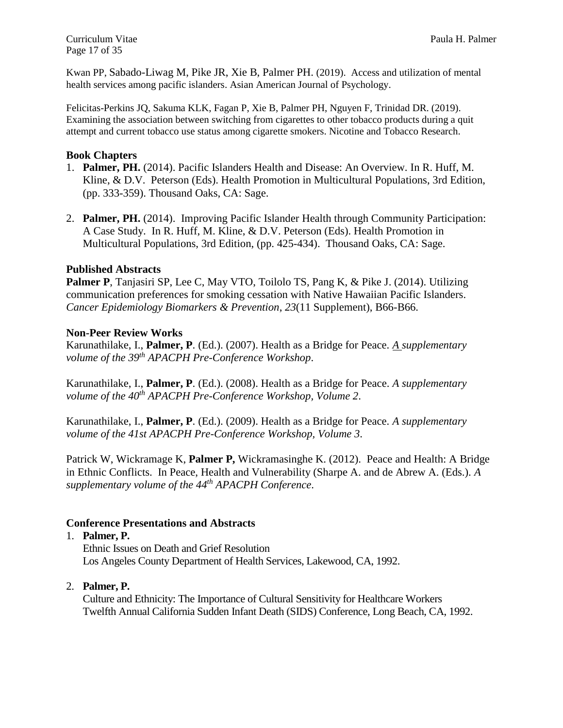Kwan PP, Sabado-Liwag M, Pike JR, Xie B, Palmer PH. (2019). Access and utilization of mental health services among pacific islanders. Asian American Journal of Psychology.

Felicitas-Perkins JQ, Sakuma KLK, Fagan P, Xie B, Palmer PH, Nguyen F, Trinidad DR. (2019). Examining the association between switching from cigarettes to other tobacco products during a quit attempt and current tobacco use status among cigarette smokers. Nicotine and Tobacco Research.

### Book Chapters

1. **Palmer, PH.** (2014). Pacific Islanders Health and Disease: An Overview. In R. Huff, M. Kline, & D.V. Peterson (Eds). Health Promotion in Multicultural Populations, 3rd Edition, (pp. 333-359). Thousand Oaks, CA: Sage.

2. **Palmer, PH.** (2014). Improving Pacific Islander Health through Community Participation: A Case Study. In R. Huff, M. Kline, & D.V. Peterson (Eds). Health Promotion in Multicultural Populations, 3rd Edition, (pp. 425-434). Thousand Oaks, CA: Sage.

### Published Abstracts

**Palmer P**, Tanjasiri SP, Lee C, May VTO, Toilolo TS, Pang K, & Pike J. (2014). Utilizing communication preferences for smoking cessation with Native Hawaiian Pacific Islanders. *Cancer Epidemiology Biomarkers & Prevention*, *23*(11 Supplement), B66-B66.

### Non-Peer Review Works

Karunathilake, I., **Palmer, P**. (Ed.). (2007). Health as a Bridge for Peace. *A supplementary volume of the 39th APACPH Pre-Conference Workshop*.

Karunathilake, I., **Palmer, P**. (Ed.). (2008). Health as a Bridge for Peace. *A supplementary volume of the 40th APACPH Pre-Conference Workshop, Volume 2*.

Karunathilake, I., **Palmer, P**. (Ed.). (2009). Health as a Bridge for Peace. *A supplementary volume of the 41st APACPH Pre-Conference Workshop, Volume 3*.

Patrick W, Wickramage K, **Palmer P,** Wickramasinghe K. (2012). Peace and Health: A Bridge in Ethnic Conflicts. In Peace, Health and Vulnerability (Sharpe A. and de Abrew A. (Eds.). *A supplementary volume of the 44th APACPH Conference*.

### Conference Presentations and Abstracts

1. **Palmer, P.**
   Ethnic Issues on Death and Grief Resolution
   Los Angeles County Department of Health Services, Lakewood, CA, 1992.

2. **Palmer, P.**
   Culture and Ethnicity: The Importance of Cultural Sensitivity for Healthcare Workers
   Twelfth Annual California Sudden Infant Death (SIDS) Conference, Long Beach, CA, 1992.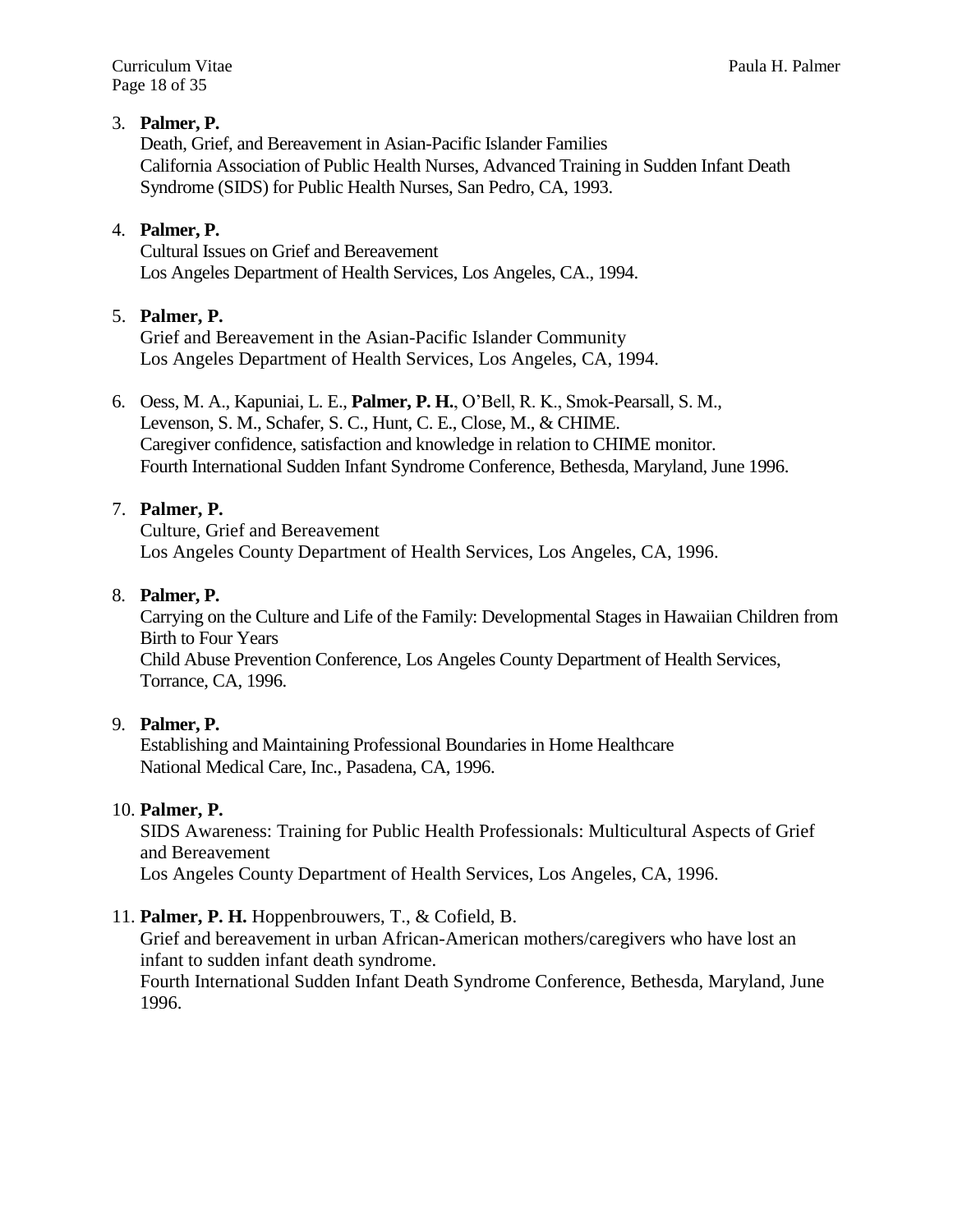3. **Palmer, P.**
   Death, Grief, and Bereavement in Asian-Pacific Islander Families
   California Association of Public Health Nurses, Advanced Training in Sudden Infant Death Syndrome (SIDS) for Public Health Nurses, San Pedro, CA, 1993.

4. **Palmer, P.**
   Cultural Issues on Grief and Bereavement
   Los Angeles Department of Health Services, Los Angeles, CA., 1994.

5. **Palmer, P.**
   Grief and Bereavement in the Asian-Pacific Islander Community
   Los Angeles Department of Health Services, Los Angeles, CA, 1994.

6. Oess, M. A., Kapuniai, L. E., **Palmer, P. H.**, O'Bell, R. K., Smok-Pearsall, S. M., Levenson, S. M., Schafer, S. C., Hunt, C. E., Close, M., & CHIME.
   Caregiver confidence, satisfaction and knowledge in relation to CHIME monitor.
   Fourth International Sudden Infant Syndrome Conference, Bethesda, Maryland, June 1996.

7. **Palmer, P.**
   Culture, Grief and Bereavement
   Los Angeles County Department of Health Services, Los Angeles, CA, 1996.

8. **Palmer, P.**
   Carrying on the Culture and Life of the Family: Developmental Stages in Hawaiian Children from Birth to Four Years
   Child Abuse Prevention Conference, Los Angeles County Department of Health Services, Torrance, CA, 1996.

9. **Palmer, P.**
   Establishing and Maintaining Professional Boundaries in Home Healthcare
   National Medical Care, Inc., Pasadena, CA, 1996.

10. **Palmer, P.**
    SIDS Awareness: Training for Public Health Professionals: Multicultural Aspects of Grief and Bereavement
    Los Angeles County Department of Health Services, Los Angeles, CA, 1996.

11. **Palmer, P. H.** Hoppenbrouwers, T., & Cofield, B.
    Grief and bereavement in urban African-American mothers/caregivers who have lost an infant to sudden infant death syndrome.
    Fourth International Sudden Infant Death Syndrome Conference, Bethesda, Maryland, June 1996.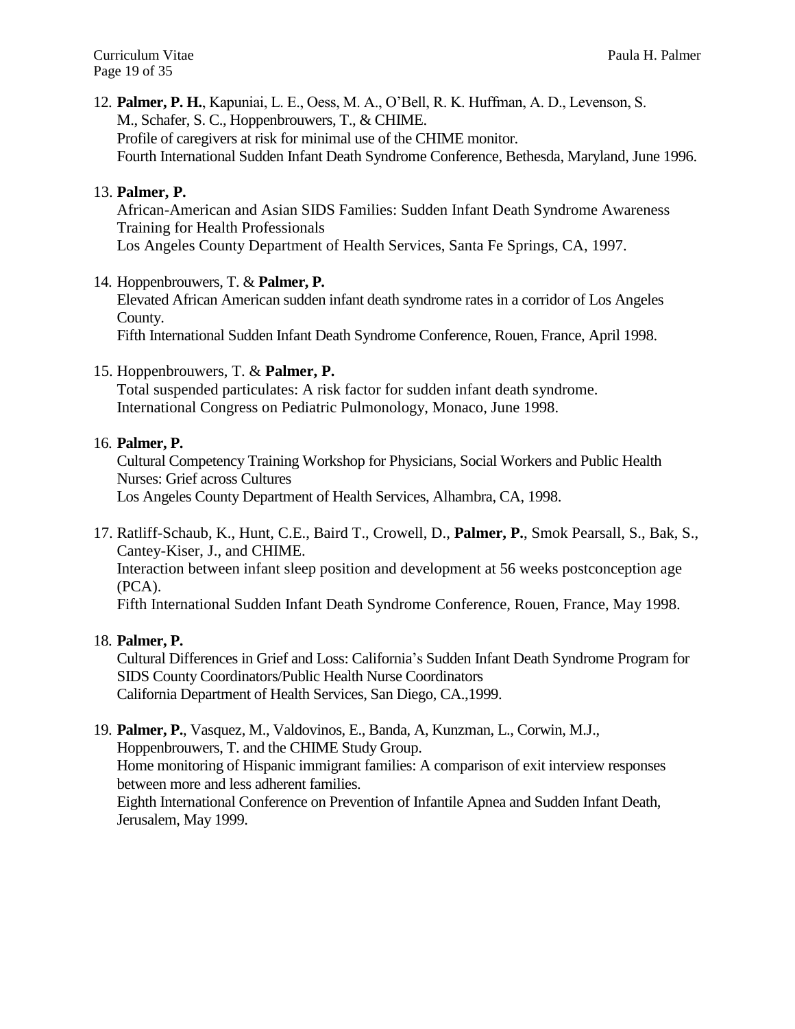12. **Palmer, P. H.**, Kapuniai, L. E., Oess, M. A., O'Bell, R. K. Huffman, A. D., Levenson, S. M., Schafer, S. C., Hoppenbrouwers, T., & CHIME.
    Profile of caregivers at risk for minimal use of the CHIME monitor.
    Fourth International Sudden Infant Death Syndrome Conference, Bethesda, Maryland, June 1996.

13. **Palmer, P.**
    African-American and Asian SIDS Families: Sudden Infant Death Syndrome Awareness Training for Health Professionals
    Los Angeles County Department of Health Services, Santa Fe Springs, CA, 1997.

14. Hoppenbrouwers, T. & **Palmer, P.**
    Elevated African American sudden infant death syndrome rates in a corridor of Los Angeles County.
    Fifth International Sudden Infant Death Syndrome Conference, Rouen, France, April 1998.

15. Hoppenbrouwers, T. & **Palmer, P.**
    Total suspended particulates: A risk factor for sudden infant death syndrome.
    International Congress on Pediatric Pulmonology, Monaco, June 1998.

16. **Palmer, P.**
    Cultural Competency Training Workshop for Physicians, Social Workers and Public Health Nurses: Grief across Cultures
    Los Angeles County Department of Health Services, Alhambra, CA, 1998.

17. Ratliff-Schaub, K., Hunt, C.E., Baird T., Crowell, D., **Palmer, P.**, Smok Pearsall, S., Bak, S., Cantey-Kiser, J., and CHIME.
    Interaction between infant sleep position and development at 56 weeks postconception age (PCA).
    Fifth International Sudden Infant Death Syndrome Conference, Rouen, France, May 1998.

18. **Palmer, P.**
    Cultural Differences in Grief and Loss: California's Sudden Infant Death Syndrome Program for SIDS County Coordinators/Public Health Nurse Coordinators
    California Department of Health Services, San Diego, CA.,1999.

19. **Palmer, P.**, Vasquez, M., Valdovinos, E., Banda, A, Kunzman, L., Corwin, M.J., Hoppenbrouwers, T. and the CHIME Study Group.
    Home monitoring of Hispanic immigrant families: A comparison of exit interview responses between more and less adherent families.
    Eighth International Conference on Prevention of Infantile Apnea and Sudden Infant Death, Jerusalem, May 1999.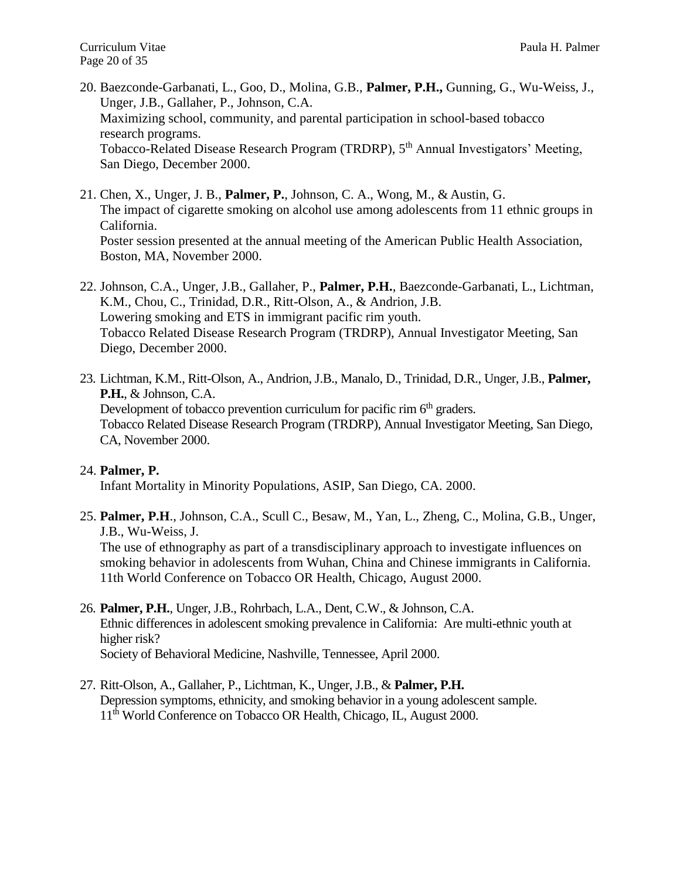20. Baezconde-Garbanati, L., Goo, D., Molina, G.B., **Palmer, P.H.,** Gunning, G., Wu-Weiss, J., Unger, J.B., Gallaher, P., Johnson, C.A.
    Maximizing school, community, and parental participation in school-based tobacco research programs.
    Tobacco-Related Disease Research Program (TRDRP), 5th Annual Investigators' Meeting, San Diego, December 2000.

21. Chen, X., Unger, J. B., **Palmer, P.**, Johnson, C. A., Wong, M., & Austin, G.
    The impact of cigarette smoking on alcohol use among adolescents from 11 ethnic groups in California.
    Poster session presented at the annual meeting of the American Public Health Association, Boston, MA, November 2000.

22. Johnson, C.A., Unger, J.B., Gallaher, P., **Palmer, P.H.**, Baezconde-Garbanati, L., Lichtman, K.M., Chou, C., Trinidad, D.R., Ritt-Olson, A., & Andrion, J.B.
    Lowering smoking and ETS in immigrant pacific rim youth.
    Tobacco Related Disease Research Program (TRDRP), Annual Investigator Meeting, San Diego, December 2000.

23. Lichtman, K.M., Ritt-Olson, A., Andrion, J.B., Manalo, D., Trinidad, D.R., Unger, J.B., **Palmer, P.H.**, & Johnson, C.A.
    Development of tobacco prevention curriculum for pacific rim 6th graders.
    Tobacco Related Disease Research Program (TRDRP), Annual Investigator Meeting, San Diego, CA, November 2000.

24. **Palmer, P.**
    Infant Mortality in Minority Populations, ASIP, San Diego, CA. 2000.

25. **Palmer, P.H**., Johnson, C.A., Scull C., Besaw, M., Yan, L., Zheng, C., Molina, G.B., Unger, J.B., Wu-Weiss, J.
    The use of ethnography as part of a transdisciplinary approach to investigate influences on smoking behavior in adolescents from Wuhan, China and Chinese immigrants in California.
    11th World Conference on Tobacco OR Health, Chicago, August 2000.

26. **Palmer, P.H.**, Unger, J.B., Rohrbach, L.A., Dent, C.W., & Johnson, C.A.
    Ethnic differences in adolescent smoking prevalence in California: Are multi-ethnic youth at higher risk?
    Society of Behavioral Medicine, Nashville, Tennessee, April 2000.

27. Ritt-Olson, A., Gallaher, P., Lichtman, K., Unger, J.B., & **Palmer, P.H.**
    Depression symptoms, ethnicity, and smoking behavior in a young adolescent sample.
    11th World Conference on Tobacco OR Health, Chicago, IL, August 2000.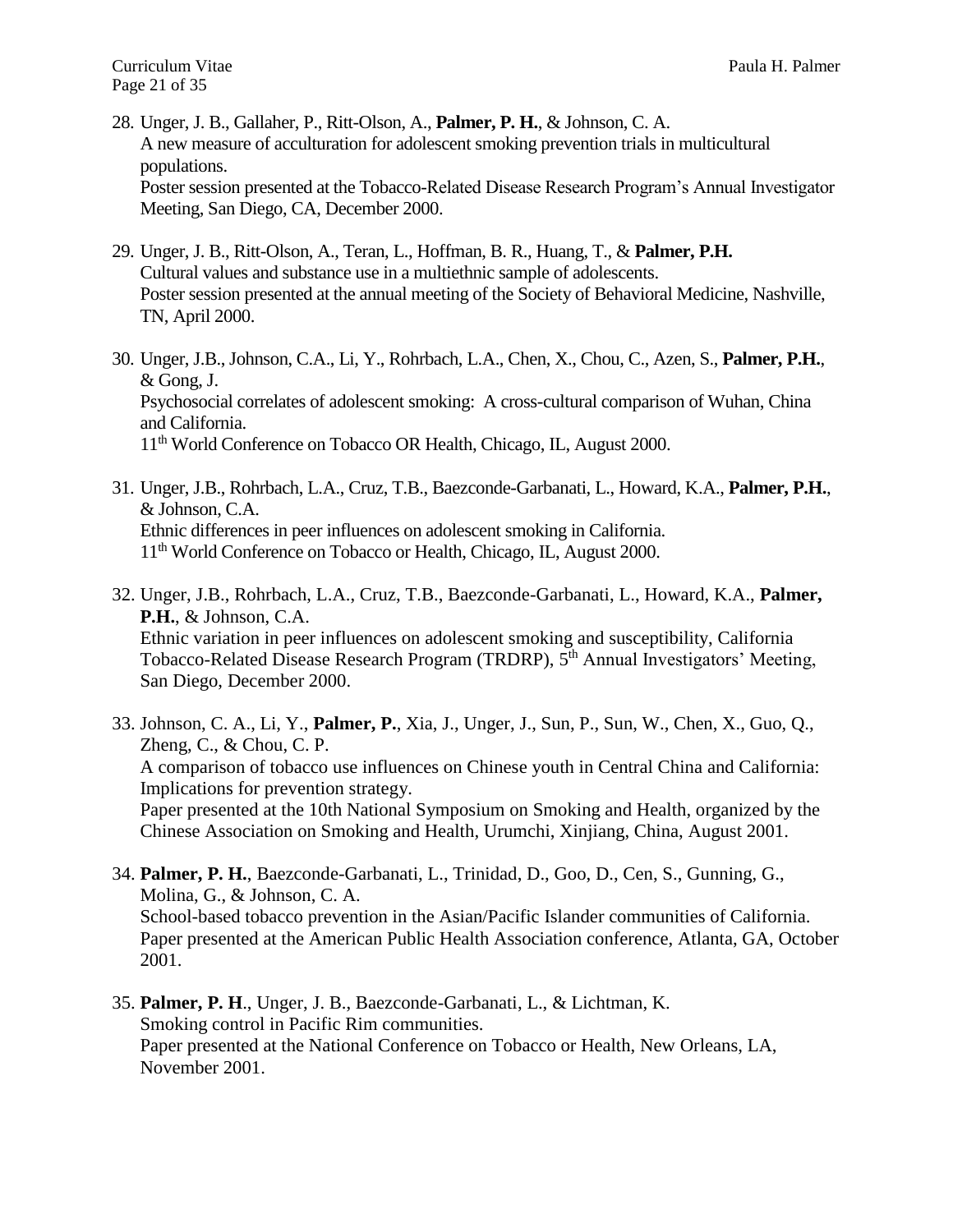28. Unger, J. B., Gallaher, P., Ritt-Olson, A., **Palmer, P. H.**, & Johnson, C. A.
    A new measure of acculturation for adolescent smoking prevention trials in multicultural populations.
    Poster session presented at the Tobacco-Related Disease Research Program's Annual Investigator Meeting, San Diego, CA, December 2000.

29. Unger, J. B., Ritt-Olson, A., Teran, L., Hoffman, B. R., Huang, T., & **Palmer, P.H.**
    Cultural values and substance use in a multiethnic sample of adolescents.
    Poster session presented at the annual meeting of the Society of Behavioral Medicine, Nashville, TN, April 2000.

30. Unger, J.B., Johnson, C.A., Li, Y., Rohrbach, L.A., Chen, X., Chou, C., Azen, S., **Palmer, P.H.**, & Gong, J.
    Psychosocial correlates of adolescent smoking: A cross-cultural comparison of Wuhan, China and California.
    11th World Conference on Tobacco OR Health, Chicago, IL, August 2000.

31. Unger, J.B., Rohrbach, L.A., Cruz, T.B., Baezconde-Garbanati, L., Howard, K.A., **Palmer, P.H.**, & Johnson, C.A.
    Ethnic differences in peer influences on adolescent smoking in California.
    11th World Conference on Tobacco or Health, Chicago, IL, August 2000.

32. Unger, J.B., Rohrbach, L.A., Cruz, T.B., Baezconde-Garbanati, L., Howard, K.A., **Palmer, P.H.**, & Johnson, C.A.
    Ethnic variation in peer influences on adolescent smoking and susceptibility, California Tobacco-Related Disease Research Program (TRDRP), 5th Annual Investigators' Meeting, San Diego, December 2000.

33. Johnson, C. A., Li, Y., **Palmer, P.**, Xia, J., Unger, J., Sun, P., Sun, W., Chen, X., Guo, Q., Zheng, C., & Chou, C. P.
    A comparison of tobacco use influences on Chinese youth in Central China and California: Implications for prevention strategy.
    Paper presented at the 10th National Symposium on Smoking and Health, organized by the Chinese Association on Smoking and Health, Urumchi, Xinjiang, China, August 2001.

34. **Palmer, P. H.**, Baezconde-Garbanati, L., Trinidad, D., Goo, D., Cen, S., Gunning, G., Molina, G., & Johnson, C. A.
    School-based tobacco prevention in the Asian/Pacific Islander communities of California.
    Paper presented at the American Public Health Association conference, Atlanta, GA, October 2001.

35. **Palmer, P. H**., Unger, J. B., Baezconde-Garbanati, L., & Lichtman, K.
    Smoking control in Pacific Rim communities.
    Paper presented at the National Conference on Tobacco or Health, New Orleans, LA, November 2001.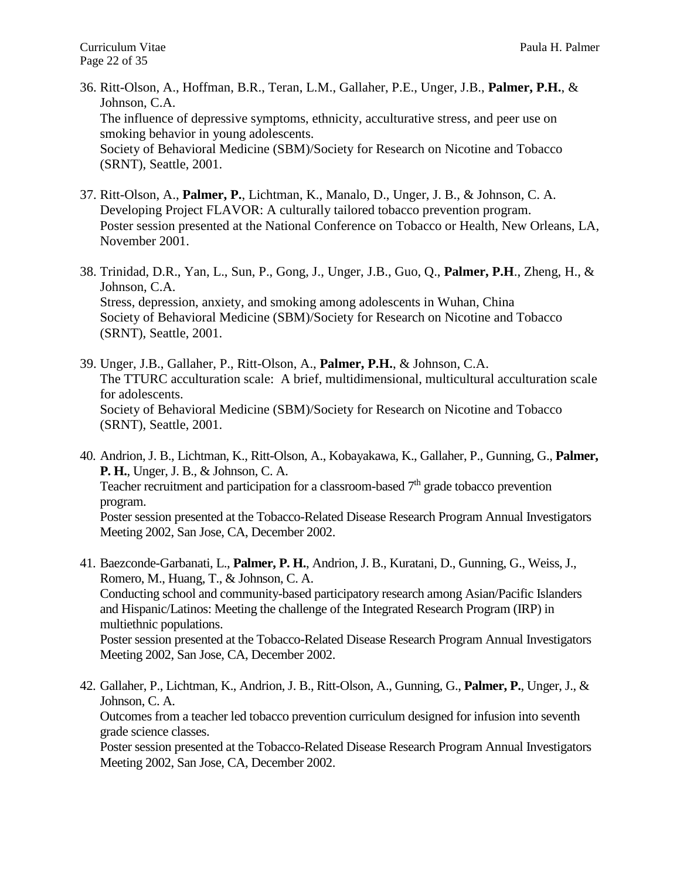36. Ritt-Olson, A., Hoffman, B.R., Teran, L.M., Gallaher, P.E., Unger, J.B., **Palmer, P.H.**, & Johnson, C.A.
    The influence of depressive symptoms, ethnicity, acculturative stress, and peer use on smoking behavior in young adolescents.
    Society of Behavioral Medicine (SBM)/Society for Research on Nicotine and Tobacco (SRNT), Seattle, 2001.

37. Ritt-Olson, A., **Palmer, P.**, Lichtman, K., Manalo, D., Unger, J. B., & Johnson, C. A.
    Developing Project FLAVOR: A culturally tailored tobacco prevention program.
    Poster session presented at the National Conference on Tobacco or Health, New Orleans, LA, November 2001.

38. Trinidad, D.R., Yan, L., Sun, P., Gong, J., Unger, J.B., Guo, Q., **Palmer, P.H**., Zheng, H., & Johnson, C.A.
    Stress, depression, anxiety, and smoking among adolescents in Wuhan, China
    Society of Behavioral Medicine (SBM)/Society for Research on Nicotine and Tobacco (SRNT), Seattle, 2001.

39. Unger, J.B., Gallaher, P., Ritt-Olson, A., **Palmer, P.H.**, & Johnson, C.A.
    The TTURC acculturation scale: A brief, multidimensional, multicultural acculturation scale for adolescents.
    Society of Behavioral Medicine (SBM)/Society for Research on Nicotine and Tobacco (SRNT), Seattle, 2001.

40. Andrion, J. B., Lichtman, K., Ritt-Olson, A., Kobayakawa, K., Gallaher, P., Gunning, G., **Palmer, P. H.**, Unger, J. B., & Johnson, C. A.
    Teacher recruitment and participation for a classroom-based 7th grade tobacco prevention program.
    Poster session presented at the Tobacco-Related Disease Research Program Annual Investigators Meeting 2002, San Jose, CA, December 2002.

41. Baezconde-Garbanati, L., **Palmer, P. H.**, Andrion, J. B., Kuratani, D., Gunning, G., Weiss, J., Romero, M., Huang, T., & Johnson, C. A.
    Conducting school and community-based participatory research among Asian/Pacific Islanders and Hispanic/Latinos: Meeting the challenge of the Integrated Research Program (IRP) in multiethnic populations.
    Poster session presented at the Tobacco-Related Disease Research Program Annual Investigators Meeting 2002, San Jose, CA, December 2002.

42. Gallaher, P., Lichtman, K., Andrion, J. B., Ritt-Olson, A., Gunning, G., **Palmer, P.**, Unger, J., & Johnson, C. A.
    Outcomes from a teacher led tobacco prevention curriculum designed for infusion into seventh grade science classes.
    Poster session presented at the Tobacco-Related Disease Research Program Annual Investigators Meeting 2002, San Jose, CA, December 2002.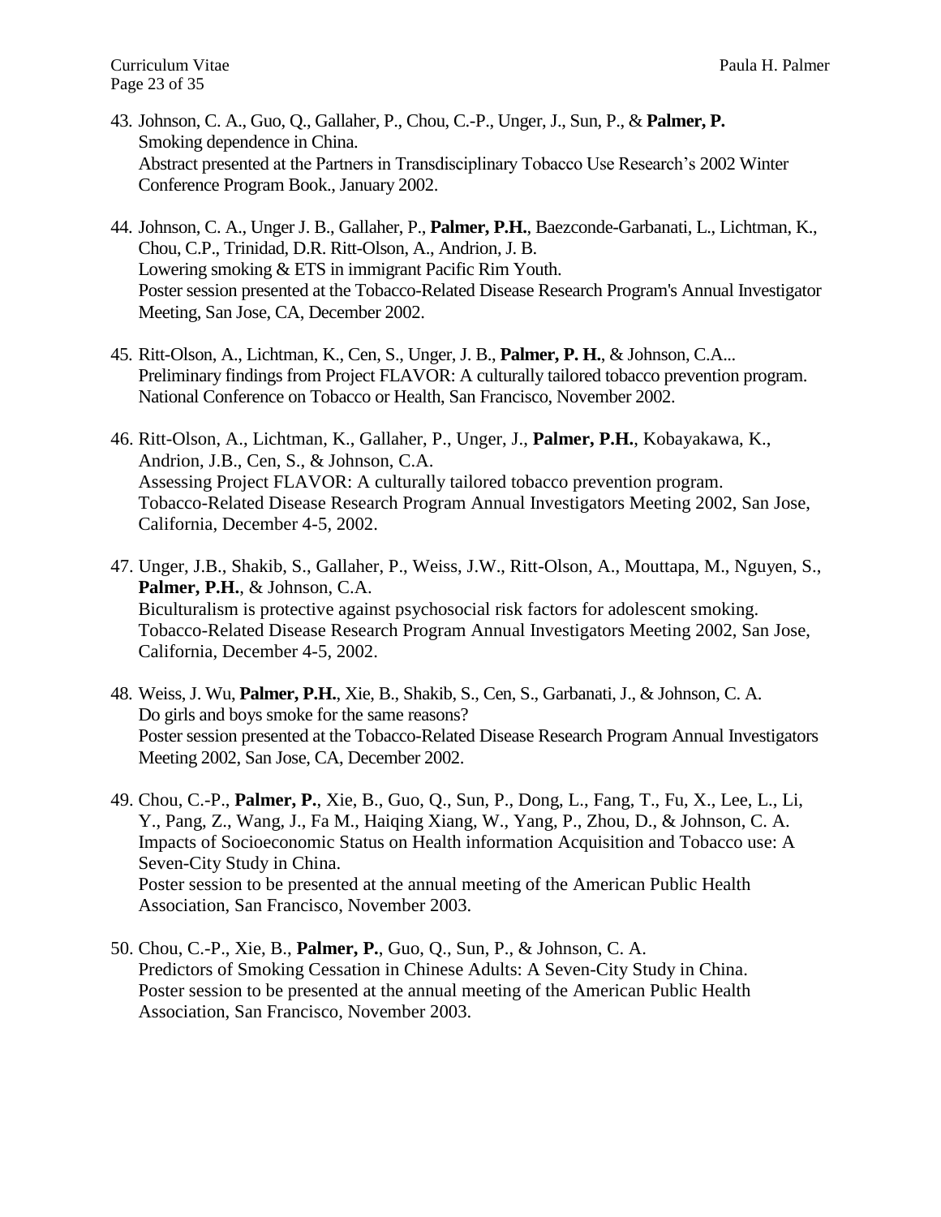43. Johnson, C. A., Guo, Q., Gallaher, P., Chou, C.-P., Unger, J., Sun, P., & **Palmer, P.**
    Smoking dependence in China.
    Abstract presented at the Partners in Transdisciplinary Tobacco Use Research's 2002 Winter Conference Program Book., January 2002.

44. Johnson, C. A., Unger J. B., Gallaher, P., **Palmer, P.H.**, Baezconde-Garbanati, L., Lichtman, K., Chou, C.P., Trinidad, D.R. Ritt-Olson, A., Andrion, J. B.
    Lowering smoking & ETS in immigrant Pacific Rim Youth.
    Poster session presented at the Tobacco-Related Disease Research Program's Annual Investigator Meeting, San Jose, CA, December 2002.

45. Ritt-Olson, A., Lichtman, K., Cen, S., Unger, J. B., **Palmer, P. H.**, & Johnson, C.A...
    Preliminary findings from Project FLAVOR: A culturally tailored tobacco prevention program.
    National Conference on Tobacco or Health, San Francisco, November 2002.

46. Ritt-Olson, A., Lichtman, K., Gallaher, P., Unger, J., **Palmer, P.H.**, Kobayakawa, K., Andrion, J.B., Cen, S., & Johnson, C.A.
    Assessing Project FLAVOR: A culturally tailored tobacco prevention program.
    Tobacco-Related Disease Research Program Annual Investigators Meeting 2002, San Jose, California, December 4-5, 2002.

47. Unger, J.B., Shakib, S., Gallaher, P., Weiss, J.W., Ritt-Olson, A., Mouttapa, M., Nguyen, S., **Palmer, P.H.**, & Johnson, C.A.
    Biculturalism is protective against psychosocial risk factors for adolescent smoking.
    Tobacco-Related Disease Research Program Annual Investigators Meeting 2002, San Jose, California, December 4-5, 2002.

48. Weiss, J. Wu, **Palmer, P.H.**, Xie, B., Shakib, S., Cen, S., Garbanati, J., & Johnson, C. A.
    Do girls and boys smoke for the same reasons?
    Poster session presented at the Tobacco-Related Disease Research Program Annual Investigators Meeting 2002, San Jose, CA, December 2002.

49. Chou, C.-P., **Palmer, P.**, Xie, B., Guo, Q., Sun, P., Dong, L., Fang, T., Fu, X., Lee, L., Li, Y., Pang, Z., Wang, J., Fa M., Haiqing Xiang, W., Yang, P., Zhou, D., & Johnson, C. A.
    Impacts of Socioeconomic Status on Health information Acquisition and Tobacco use: A Seven-City Study in China.
    Poster session to be presented at the annual meeting of the American Public Health Association, San Francisco, November 2003.

50. Chou, C.-P., Xie, B., **Palmer, P.**, Guo, Q., Sun, P., & Johnson, C. A.
    Predictors of Smoking Cessation in Chinese Adults: A Seven-City Study in China.
    Poster session to be presented at the annual meeting of the American Public Health Association, San Francisco, November 2003.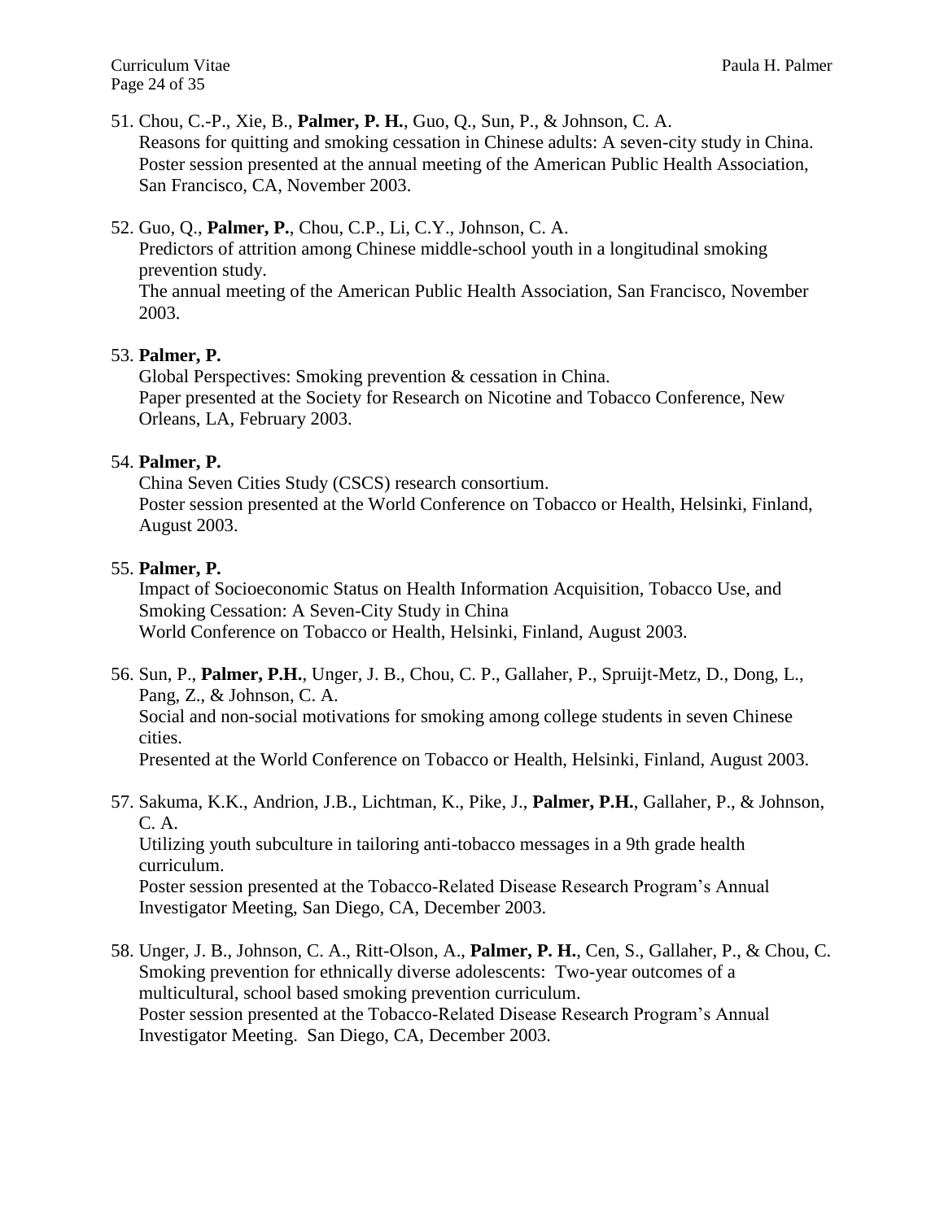51. Chou, C.-P., Xie, B., **Palmer, P. H.**, Guo, Q., Sun, P., & Johnson, C. A.
    Reasons for quitting and smoking cessation in Chinese adults: A seven-city study in China.
    Poster session presented at the annual meeting of the American Public Health Association, San Francisco, CA, November 2003.

52. Guo, Q., **Palmer, P.**, Chou, C.P., Li, C.Y., Johnson, C. A.
    Predictors of attrition among Chinese middle-school youth in a longitudinal smoking prevention study.
    The annual meeting of the American Public Health Association, San Francisco, November 2003.

53. **Palmer, P.**
    Global Perspectives: Smoking prevention & cessation in China.
    Paper presented at the Society for Research on Nicotine and Tobacco Conference, New Orleans, LA, February 2003.

54. **Palmer, P.**
    China Seven Cities Study (CSCS) research consortium.
    Poster session presented at the World Conference on Tobacco or Health, Helsinki, Finland, August 2003.

55. **Palmer, P.**
    Impact of Socioeconomic Status on Health Information Acquisition, Tobacco Use, and Smoking Cessation: A Seven-City Study in China
    World Conference on Tobacco or Health, Helsinki, Finland, August 2003.

56. Sun, P., **Palmer, P.H.**, Unger, J. B., Chou, C. P., Gallaher, P., Spruijt-Metz, D., Dong, L., Pang, Z., & Johnson, C. A.
    Social and non-social motivations for smoking among college students in seven Chinese cities.
    Presented at the World Conference on Tobacco or Health, Helsinki, Finland, August 2003.

57. Sakuma, K.K., Andrion, J.B., Lichtman, K., Pike, J., **Palmer, P.H.**, Gallaher, P., & Johnson, C. A.
    Utilizing youth subculture in tailoring anti-tobacco messages in a 9th grade health curriculum.
    Poster session presented at the Tobacco-Related Disease Research Program's Annual Investigator Meeting, San Diego, CA, December 2003.

58. Unger, J. B., Johnson, C. A., Ritt-Olson, A., **Palmer, P. H.**, Cen, S., Gallaher, P., & Chou, C.
    Smoking prevention for ethnically diverse adolescents: Two-year outcomes of a multicultural, school based smoking prevention curriculum.
    Poster session presented at the Tobacco-Related Disease Research Program's Annual Investigator Meeting. San Diego, CA, December 2003.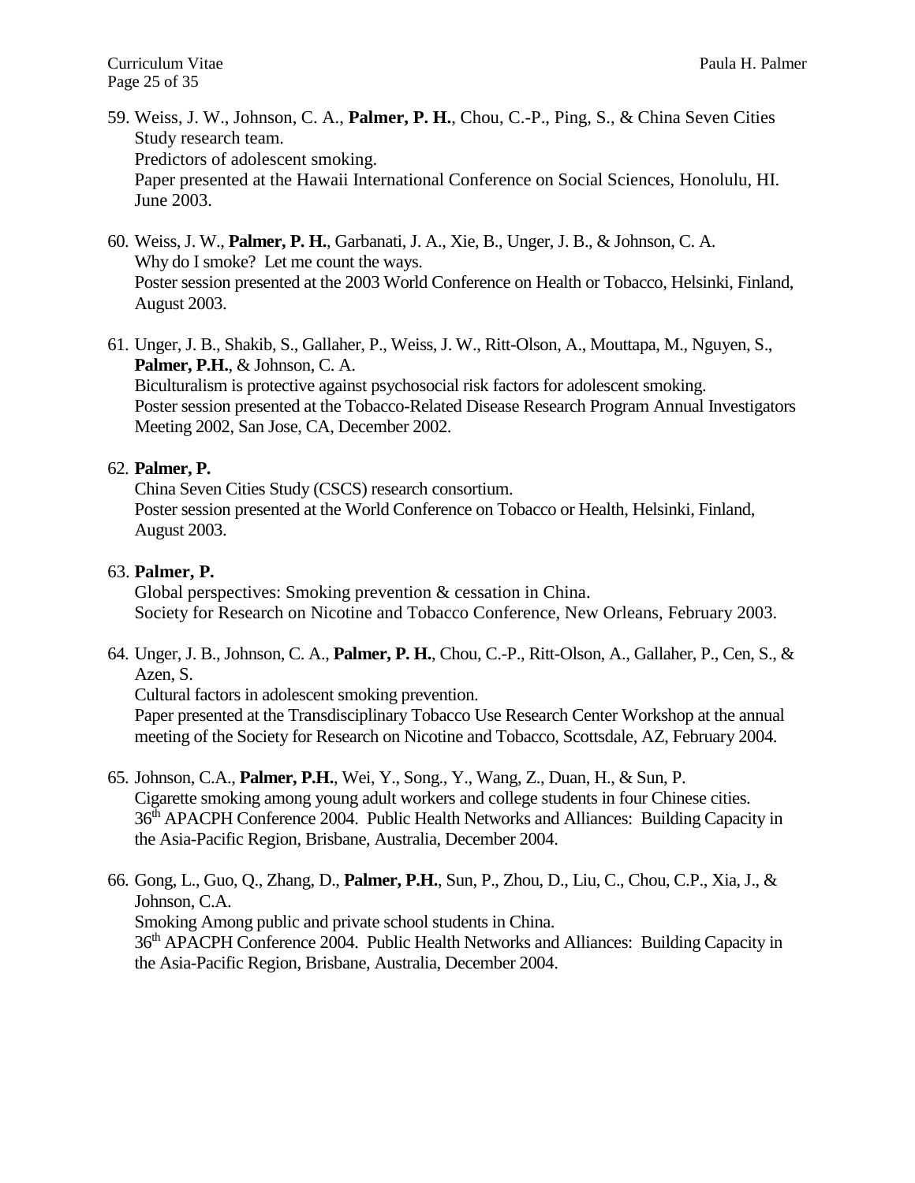59. Weiss, J. W., Johnson, C. A., **Palmer, P. H.**, Chou, C.-P., Ping, S., & China Seven Cities Study research team.
    Predictors of adolescent smoking.
    Paper presented at the Hawaii International Conference on Social Sciences, Honolulu, HI. June 2003.

60. Weiss, J. W., **Palmer, P. H.**, Garbanati, J. A., Xie, B., Unger, J. B., & Johnson, C. A.
    Why do I smoke? Let me count the ways.
    Poster session presented at the 2003 World Conference on Health or Tobacco, Helsinki, Finland, August 2003.

61. Unger, J. B., Shakib, S., Gallaher, P., Weiss, J. W., Ritt-Olson, A., Mouttapa, M., Nguyen, S., **Palmer, P.H.**, & Johnson, C. A.
    Biculturalism is protective against psychosocial risk factors for adolescent smoking.
    Poster session presented at the Tobacco-Related Disease Research Program Annual Investigators Meeting 2002, San Jose, CA, December 2002.

62. **Palmer, P.**
    China Seven Cities Study (CSCS) research consortium.
    Poster session presented at the World Conference on Tobacco or Health, Helsinki, Finland, August 2003.

63. **Palmer, P.**
    Global perspectives: Smoking prevention & cessation in China.
    Society for Research on Nicotine and Tobacco Conference, New Orleans, February 2003.

64. Unger, J. B., Johnson, C. A., **Palmer, P. H.**, Chou, C.-P., Ritt-Olson, A., Gallaher, P., Cen, S., & Azen, S.
    Cultural factors in adolescent smoking prevention.
    Paper presented at the Transdisciplinary Tobacco Use Research Center Workshop at the annual meeting of the Society for Research on Nicotine and Tobacco, Scottsdale, AZ, February 2004.

65. Johnson, C.A., **Palmer, P.H.**, Wei, Y., Song., Y., Wang, Z., Duan, H., & Sun, P.
    Cigarette smoking among young adult workers and college students in four Chinese cities.
    36th APACPH Conference 2004. Public Health Networks and Alliances: Building Capacity in the Asia-Pacific Region, Brisbane, Australia, December 2004.

66. Gong, L., Guo, Q., Zhang, D., **Palmer, P.H.**, Sun, P., Zhou, D., Liu, C., Chou, C.P., Xia, J., & Johnson, C.A.
    Smoking Among public and private school students in China.
    36th APACPH Conference 2004. Public Health Networks and Alliances: Building Capacity in the Asia-Pacific Region, Brisbane, Australia, December 2004.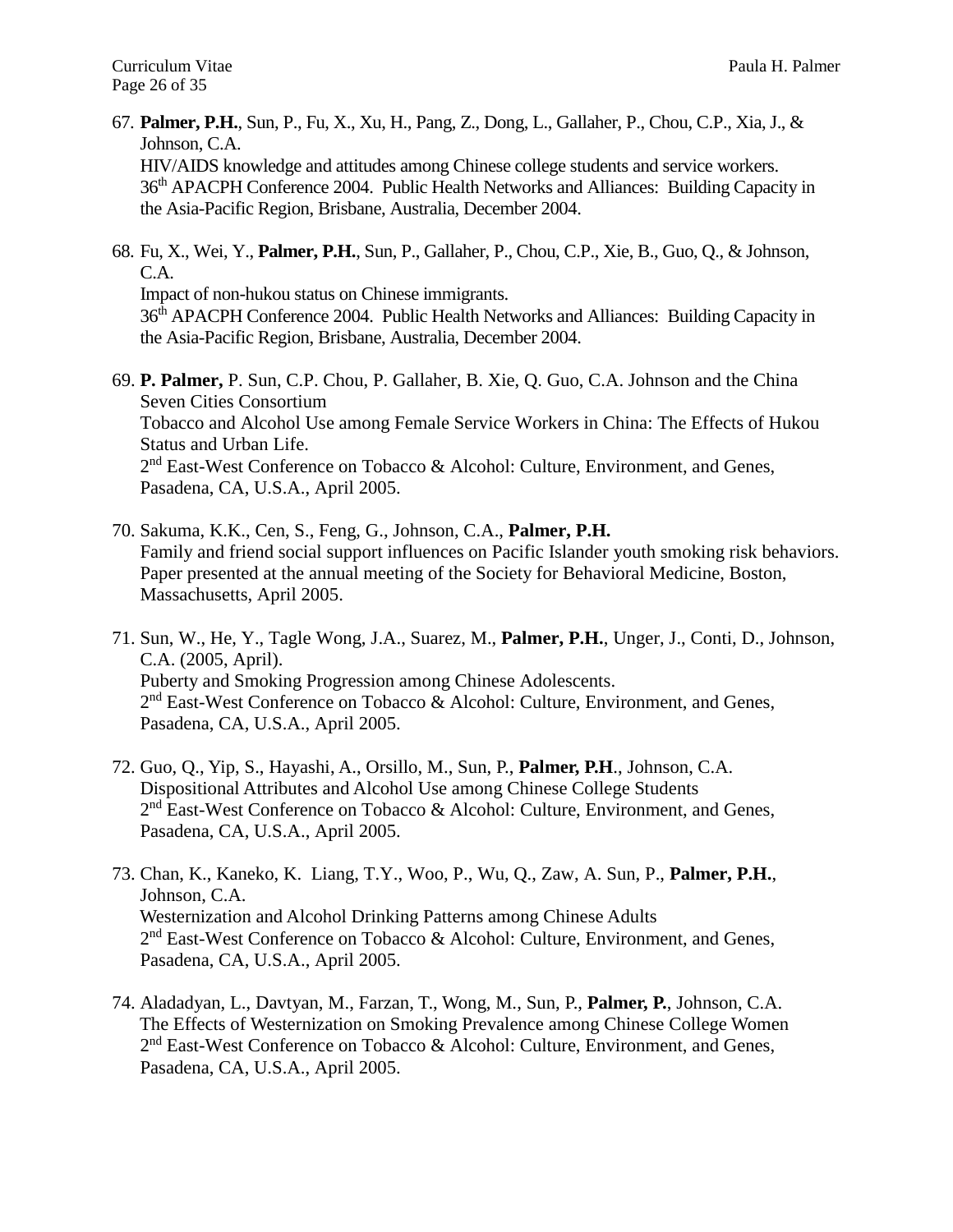67. **Palmer, P.H.**, Sun, P., Fu, X., Xu, H., Pang, Z., Dong, L., Gallaher, P., Chou, C.P., Xia, J., & Johnson, C.A.
    HIV/AIDS knowledge and attitudes among Chinese college students and service workers.
    36th APACPH Conference 2004. Public Health Networks and Alliances: Building Capacity in the Asia-Pacific Region, Brisbane, Australia, December 2004.

68. Fu, X., Wei, Y., **Palmer, P.H.**, Sun, P., Gallaher, P., Chou, C.P., Xie, B., Guo, Q., & Johnson, C.A.
    Impact of non-hukou status on Chinese immigrants.
    36th APACPH Conference 2004. Public Health Networks and Alliances: Building Capacity in the Asia-Pacific Region, Brisbane, Australia, December 2004.

69. **P. Palmer,** P. Sun, C.P. Chou, P. Gallaher, B. Xie, Q. Guo, C.A. Johnson and the China Seven Cities Consortium
    Tobacco and Alcohol Use among Female Service Workers in China: The Effects of Hukou Status and Urban Life.
    2nd East-West Conference on Tobacco & Alcohol: Culture, Environment, and Genes, Pasadena, CA, U.S.A., April 2005.

70. Sakuma, K.K., Cen, S., Feng, G., Johnson, C.A., **Palmer, P.H.**
    Family and friend social support influences on Pacific Islander youth smoking risk behaviors. Paper presented at the annual meeting of the Society for Behavioral Medicine, Boston, Massachusetts, April 2005.

71. Sun, W., He, Y., Tagle Wong, J.A., Suarez, M., **Palmer, P.H.**, Unger, J., Conti, D., Johnson, C.A. (2005, April).
    Puberty and Smoking Progression among Chinese Adolescents.
    2nd East-West Conference on Tobacco & Alcohol: Culture, Environment, and Genes, Pasadena, CA, U.S.A., April 2005.

72. Guo, Q., Yip, S., Hayashi, A., Orsillo, M., Sun, P., **Palmer, P.H**., Johnson, C.A.
    Dispositional Attributes and Alcohol Use among Chinese College Students
    2nd East-West Conference on Tobacco & Alcohol: Culture, Environment, and Genes, Pasadena, CA, U.S.A., April 2005.

73. Chan, K., Kaneko, K. Liang, T.Y., Woo, P., Wu, Q., Zaw, A. Sun, P., **Palmer, P.H.**, Johnson, C.A.
    Westernization and Alcohol Drinking Patterns among Chinese Adults
    2nd East-West Conference on Tobacco & Alcohol: Culture, Environment, and Genes, Pasadena, CA, U.S.A., April 2005.

74. Aladadyan, L., Davtyan, M., Farzan, T., Wong, M., Sun, P., **Palmer, P.**, Johnson, C.A.
    The Effects of Westernization on Smoking Prevalence among Chinese College Women
    2nd East-West Conference on Tobacco & Alcohol: Culture, Environment, and Genes, Pasadena, CA, U.S.A., April 2005.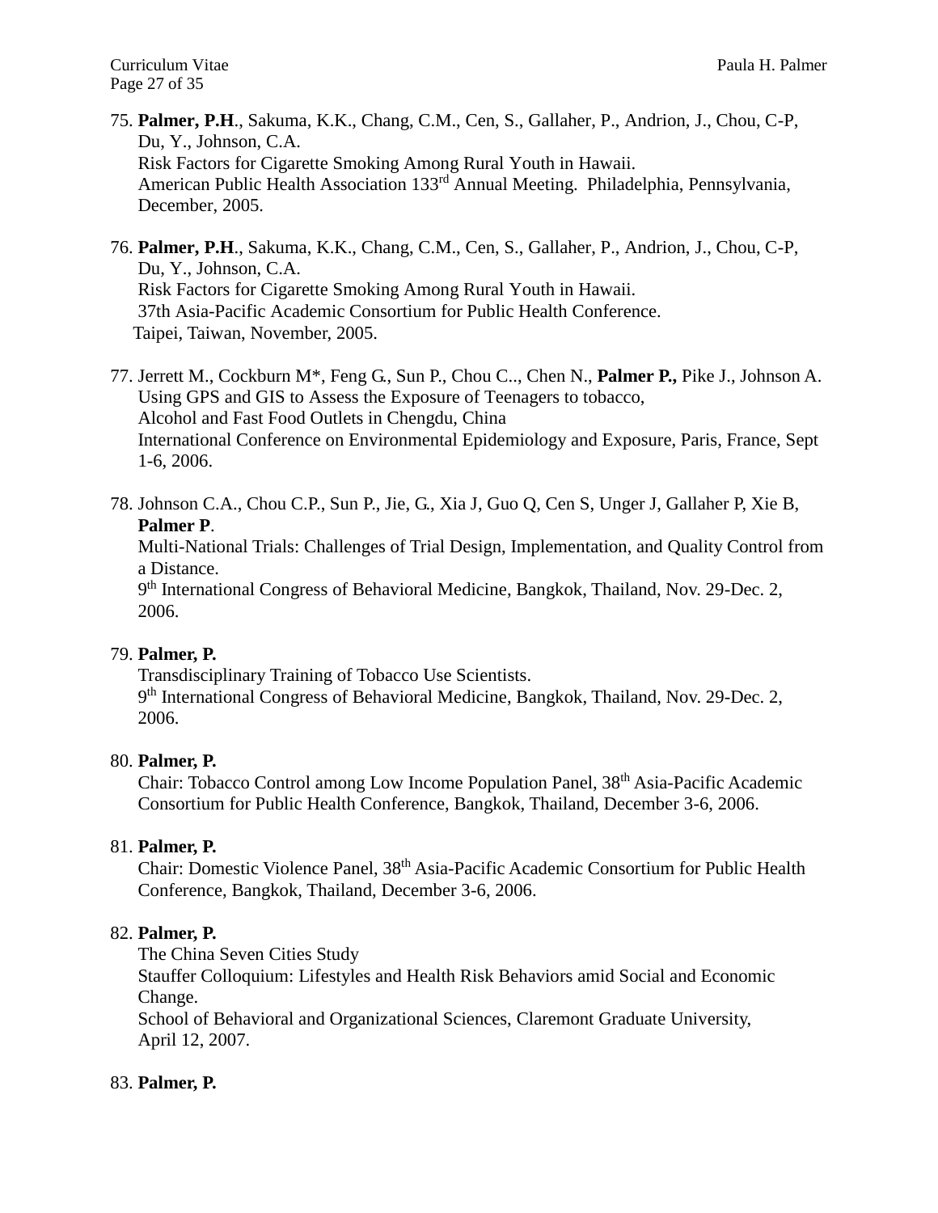75. **Palmer, P.H**., Sakuma, K.K., Chang, C.M., Cen, S., Gallaher, P., Andrion, J., Chou, C-P, Du, Y., Johnson, C.A.
    Risk Factors for Cigarette Smoking Among Rural Youth in Hawaii.
    American Public Health Association 133rd Annual Meeting. Philadelphia, Pennsylvania, December, 2005.

76. **Palmer, P.H**., Sakuma, K.K., Chang, C.M., Cen, S., Gallaher, P., Andrion, J., Chou, C-P, Du, Y., Johnson, C.A.
    Risk Factors for Cigarette Smoking Among Rural Youth in Hawaii.
    37th Asia-Pacific Academic Consortium for Public Health Conference.
    Taipei, Taiwan, November, 2005.

77. Jerrett M., Cockburn M*, Feng G., Sun P., Chou C.., Chen N., **Palmer P.,** Pike J., Johnson A.
    Using GPS and GIS to Assess the Exposure of Teenagers to tobacco,
    Alcohol and Fast Food Outlets in Chengdu, China
    International Conference on Environmental Epidemiology and Exposure, Paris, France, Sept 1-6, 2006.

78. Johnson C.A., Chou C.P., Sun P., Jie, G., Xia J, Guo Q, Cen S, Unger J, Gallaher P, Xie B, **Palmer P**.
    Multi-National Trials: Challenges of Trial Design, Implementation, and Quality Control from a Distance.
    9th International Congress of Behavioral Medicine, Bangkok, Thailand, Nov. 29-Dec. 2, 2006.

79. **Palmer, P.**
    Transdisciplinary Training of Tobacco Use Scientists.
    9th International Congress of Behavioral Medicine, Bangkok, Thailand, Nov. 29-Dec. 2, 2006.

80. **Palmer, P.**
    Chair: Tobacco Control among Low Income Population Panel, 38th Asia-Pacific Academic Consortium for Public Health Conference, Bangkok, Thailand, December 3-6, 2006.

81. **Palmer, P.**
    Chair: Domestic Violence Panel, 38th Asia-Pacific Academic Consortium for Public Health Conference, Bangkok, Thailand, December 3-6, 2006.

82. **Palmer, P.**
    The China Seven Cities Study
    Stauffer Colloquium: Lifestyles and Health Risk Behaviors amid Social and Economic Change.
    School of Behavioral and Organizational Sciences, Claremont Graduate University, April 12, 2007.

83. **Palmer, P.**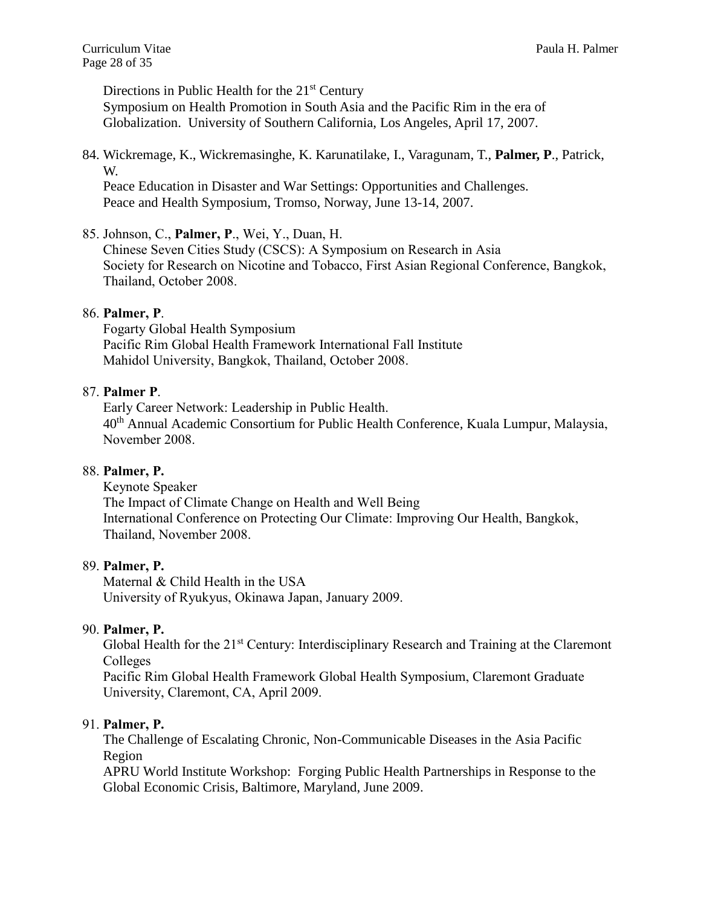Directions in Public Health for the 21st Century
Symposium on Health Promotion in South Asia and the Pacific Rim in the era of Globalization. University of Southern California, Los Angeles, April 17, 2007.

84. Wickremage, K., Wickremasinghe, K. Karunatilake, I., Varagunam, T., **Palmer, P**., Patrick, W.
   Peace Education in Disaster and War Settings: Opportunities and Challenges.
   Peace and Health Symposium, Tromso, Norway, June 13-14, 2007.

85. Johnson, C., **Palmer, P**., Wei, Y., Duan, H.
   Chinese Seven Cities Study (CSCS): A Symposium on Research in Asia
   Society for Research on Nicotine and Tobacco, First Asian Regional Conference, Bangkok, Thailand, October 2008.

86. **Palmer, P**.
   Fogarty Global Health Symposium
   Pacific Rim Global Health Framework International Fall Institute
   Mahidol University, Bangkok, Thailand, October 2008.

87. **Palmer P**.
   Early Career Network: Leadership in Public Health.
   40th Annual Academic Consortium for Public Health Conference, Kuala Lumpur, Malaysia, November 2008.

88. **Palmer, P.**
   Keynote Speaker
   The Impact of Climate Change on Health and Well Being
   International Conference on Protecting Our Climate: Improving Our Health, Bangkok, Thailand, November 2008.

89. **Palmer, P.**
   Maternal & Child Health in the USA
   University of Ryukyus, Okinawa Japan, January 2009.

90. **Palmer, P.**
   Global Health for the 21st Century: Interdisciplinary Research and Training at the Claremont Colleges
   Pacific Rim Global Health Framework Global Health Symposium, Claremont Graduate University, Claremont, CA, April 2009.

91. **Palmer, P.**
   The Challenge of Escalating Chronic, Non-Communicable Diseases in the Asia Pacific Region
   APRU World Institute Workshop: Forging Public Health Partnerships in Response to the Global Economic Crisis, Baltimore, Maryland, June 2009.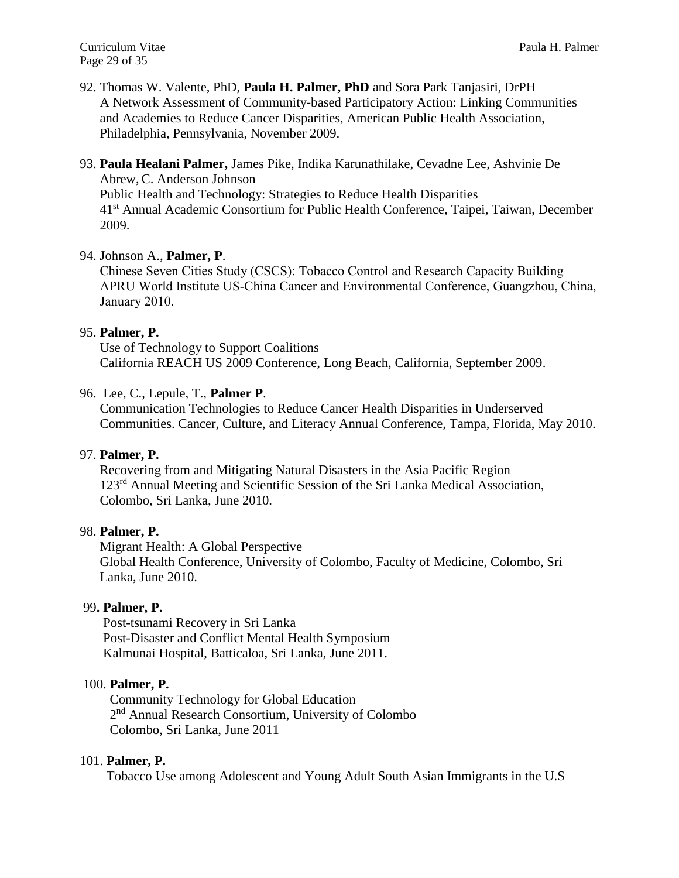92. Thomas W. Valente, PhD, **Paula H. Palmer, PhD** and Sora Park Tanjasiri, DrPH
    A Network Assessment of Community-based Participatory Action: Linking Communities and Academies to Reduce Cancer Disparities, American Public Health Association, Philadelphia, Pennsylvania, November 2009.

93. **Paula Healani Palmer,** James Pike, Indika Karunathilake, Cevadne Lee, Ashvinie De Abrew, C. Anderson Johnson
    Public Health and Technology: Strategies to Reduce Health Disparities
    41st Annual Academic Consortium for Public Health Conference, Taipei, Taiwan, December 2009.

94. Johnson A., **Palmer, P**.
    Chinese Seven Cities Study (CSCS): Tobacco Control and Research Capacity Building
    APRU World Institute US-China Cancer and Environmental Conference, Guangzhou, China, January 2010.

95. **Palmer, P.**
    Use of Technology to Support Coalitions
    California REACH US 2009 Conference, Long Beach, California, September 2009.

96. Lee, C., Lepule, T., **Palmer P**.
    Communication Technologies to Reduce Cancer Health Disparities in Underserved Communities. Cancer, Culture, and Literacy Annual Conference, Tampa, Florida, May 2010.

97. **Palmer, P.**
    Recovering from and Mitigating Natural Disasters in the Asia Pacific Region
    123rd Annual Meeting and Scientific Session of the Sri Lanka Medical Association, Colombo, Sri Lanka, June 2010.

98. **Palmer, P.**
    Migrant Health: A Global Perspective
    Global Health Conference, University of Colombo, Faculty of Medicine, Colombo, Sri Lanka, June 2010.

99. **Palmer, P.**
    Post-tsunami Recovery in Sri Lanka
    Post-Disaster and Conflict Mental Health Symposium
    Kalmunai Hospital, Batticaloa, Sri Lanka, June 2011.

100. **Palmer, P.**
     Community Technology for Global Education
     2nd Annual Research Consortium, University of Colombo
     Colombo, Sri Lanka, June 2011

101. **Palmer, P.**
     Tobacco Use among Adolescent and Young Adult South Asian Immigrants in the U.S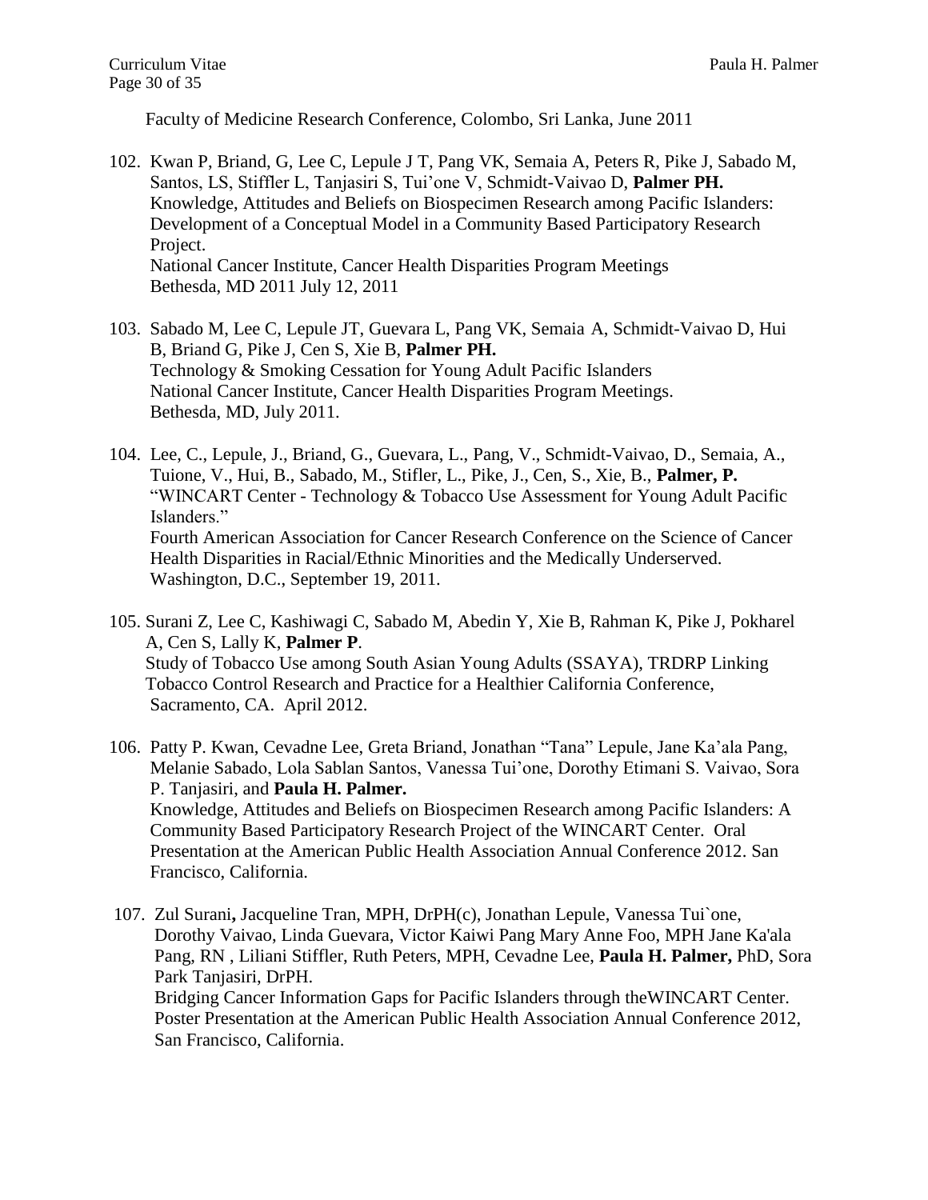Faculty of Medicine Research Conference, Colombo, Sri Lanka, June 2011

102. Kwan P, Briand, G, Lee C, Lepule J T, Pang VK, Semaia A, Peters R, Pike J, Sabado M, Santos, LS, Stiffler L, Tanjasiri S, Tui'one V, Schmidt-Vaivao D, **Palmer PH.**
     Knowledge, Attitudes and Beliefs on Biospecimen Research among Pacific Islanders: Development of a Conceptual Model in a Community Based Participatory Research Project.
     National Cancer Institute, Cancer Health Disparities Program Meetings
     Bethesda, MD 2011 July 12, 2011

103. Sabado M, Lee C, Lepule JT, Guevara L, Pang VK, Semaia A, Schmidt-Vaivao D, Hui B, Briand G, Pike J, Cen S, Xie B, **Palmer PH.**
     Technology & Smoking Cessation for Young Adult Pacific Islanders
     National Cancer Institute, Cancer Health Disparities Program Meetings.
     Bethesda, MD, July 2011.

104. Lee, C., Lepule, J., Briand, G., Guevara, L., Pang, V., Schmidt-Vaivao, D., Semaia, A., Tuione, V., Hui, B., Sabado, M., Stifler, L., Pike, J., Cen, S., Xie, B., **Palmer, P.**
     "WINCART Center - Technology & Tobacco Use Assessment for Young Adult Pacific Islanders."
     Fourth American Association for Cancer Research Conference on the Science of Cancer Health Disparities in Racial/Ethnic Minorities and the Medically Underserved.
     Washington, D.C., September 19, 2011.

105. Surani Z, Lee C, Kashiwagi C, Sabado M, Abedin Y, Xie B, Rahman K, Pike J, Pokharel A, Cen S, Lally K, **Palmer P**.
     Study of Tobacco Use among South Asian Young Adults (SSAYA), TRDRP Linking Tobacco Control Research and Practice for a Healthier California Conference, Sacramento, CA. April 2012.

106. Patty P. Kwan, Cevadne Lee, Greta Briand, Jonathan "Tana" Lepule, Jane Ka'ala Pang, Melanie Sabado, Lola Sablan Santos, Vanessa Tui'one, Dorothy Etimani S. Vaivao, Sora P. Tanjasiri, and **Paula H. Palmer.**
     Knowledge, Attitudes and Beliefs on Biospecimen Research among Pacific Islanders: A Community Based Participatory Research Project of the WINCART Center. Oral Presentation at the American Public Health Association Annual Conference 2012. San Francisco, California.

107. Zul Surani**,** Jacqueline Tran, MPH, DrPH(c), Jonathan Lepule, Vanessa Tui`one, Dorothy Vaivao, Linda Guevara, Victor Kaiwi Pang Mary Anne Foo, MPH Jane Ka'ala Pang, RN , Liliani Stiffler, Ruth Peters, MPH, Cevadne Lee, **Paula H. Palmer,** PhD, Sora Park Tanjasiri, DrPH.
     Bridging Cancer Information Gaps for Pacific Islanders through theWINCART Center. Poster Presentation at the American Public Health Association Annual Conference 2012, San Francisco, California.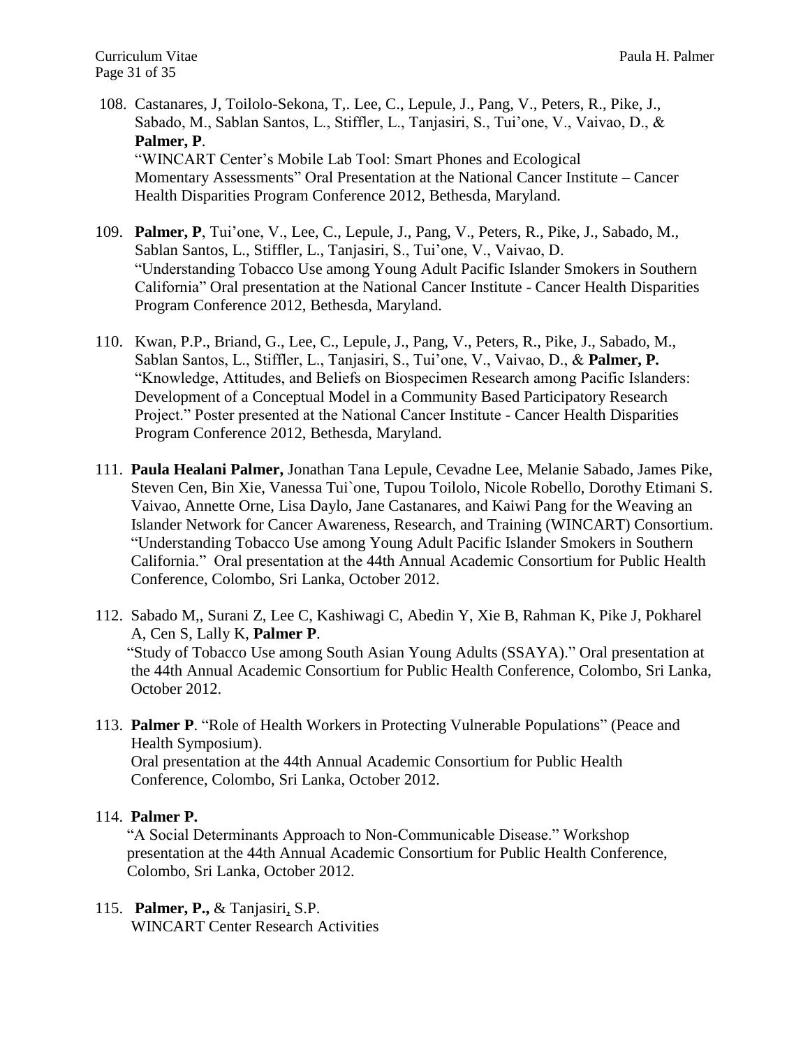108. Castanares, J, Toilolo-Sekona, T,. Lee, C., Lepule, J., Pang, V., Peters, R., Pike, J., Sabado, M., Sablan Santos, L., Stiffler, L., Tanjasiri, S., Tui'one, V., Vaivao, D., & **Palmer, P**.
"WINCART Center's Mobile Lab Tool: Smart Phones and Ecological Momentary Assessments" Oral Presentation at the National Cancer Institute – Cancer Health Disparities Program Conference 2012, Bethesda, Maryland.

109. **Palmer, P**, Tui'one, V., Lee, C., Lepule, J., Pang, V., Peters, R., Pike, J., Sabado, M., Sablan Santos, L., Stiffler, L., Tanjasiri, S., Tui'one, V., Vaivao, D.
"Understanding Tobacco Use among Young Adult Pacific Islander Smokers in Southern California" Oral presentation at the National Cancer Institute - Cancer Health Disparities Program Conference 2012, Bethesda, Maryland.

110. Kwan, P.P., Briand, G., Lee, C., Lepule, J., Pang, V., Peters, R., Pike, J., Sabado, M., Sablan Santos, L., Stiffler, L., Tanjasiri, S., Tui'one, V., Vaivao, D., & **Palmer, P.**
"Knowledge, Attitudes, and Beliefs on Biospecimen Research among Pacific Islanders: Development of a Conceptual Model in a Community Based Participatory Research Project." Poster presented at the National Cancer Institute - Cancer Health Disparities Program Conference 2012, Bethesda, Maryland.

111. **Paula Healani Palmer,** Jonathan Tana Lepule, Cevadne Lee, Melanie Sabado, James Pike, Steven Cen, Bin Xie, Vanessa Tui`one, Tupou Toilolo, Nicole Robello, Dorothy Etimani S. Vaivao, Annette Orne, Lisa Daylo, Jane Castanares, and Kaiwi Pang for the Weaving an Islander Network for Cancer Awareness, Research, and Training (WINCART) Consortium. "Understanding Tobacco Use among Young Adult Pacific Islander Smokers in Southern California." Oral presentation at the 44th Annual Academic Consortium for Public Health Conference, Colombo, Sri Lanka, October 2012.

112. Sabado M,, Surani Z, Lee C, Kashiwagi C, Abedin Y, Xie B, Rahman K, Pike J, Pokharel A, Cen S, Lally K, **Palmer P**.
"Study of Tobacco Use among South Asian Young Adults (SSAYA)." Oral presentation at the 44th Annual Academic Consortium for Public Health Conference, Colombo, Sri Lanka, October 2012.

113. **Palmer P**. "Role of Health Workers in Protecting Vulnerable Populations" (Peace and Health Symposium).
Oral presentation at the 44th Annual Academic Consortium for Public Health Conference, Colombo, Sri Lanka, October 2012.

114. **Palmer P.**
"A Social Determinants Approach to Non-Communicable Disease." Workshop presentation at the 44th Annual Academic Consortium for Public Health Conference, Colombo, Sri Lanka, October 2012.

115. **Palmer, P.,** & Tanjasiri, S.P.
WINCART Center Research Activities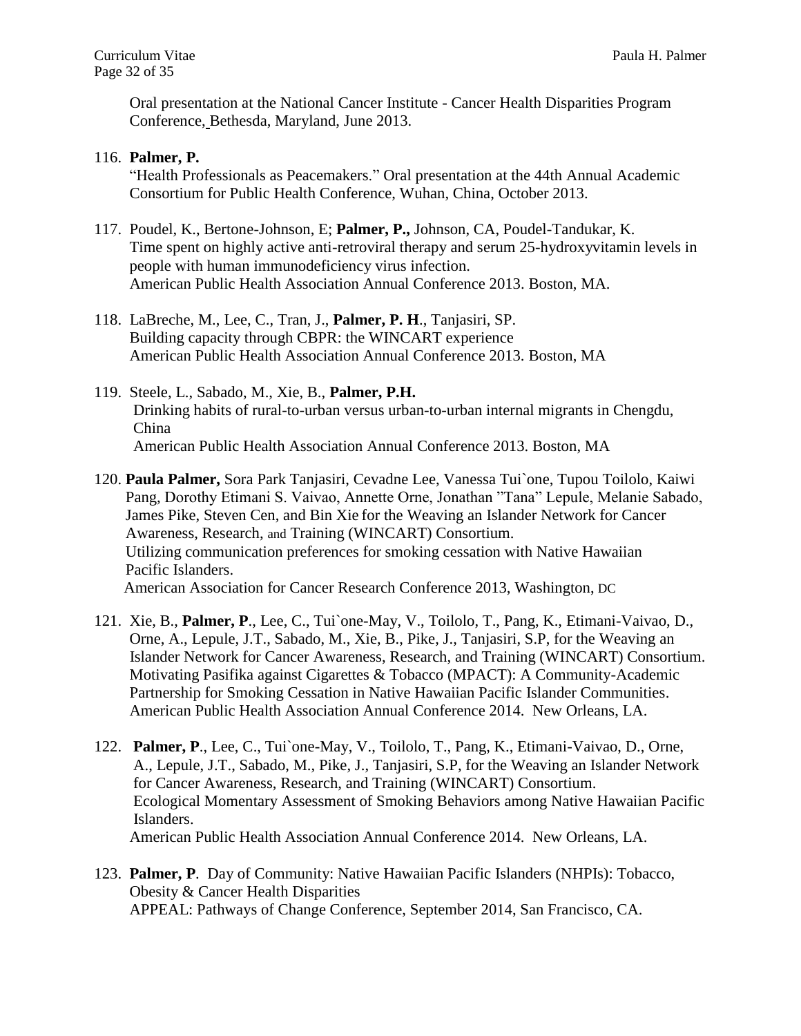Oral presentation at the National Cancer Institute - Cancer Health Disparities Program Conference, Bethesda, Maryland, June 2013.

116. **Palmer, P.**
"Health Professionals as Peacemakers." Oral presentation at the 44th Annual Academic Consortium for Public Health Conference, Wuhan, China, October 2013.

117. Poudel, K., Bertone-Johnson, E; **Palmer, P.,** Johnson, CA, Poudel-Tandukar, K.
Time spent on highly active anti-retroviral therapy and serum 25-hydroxyvitamin levels in people with human immunodeficiency virus infection.
American Public Health Association Annual Conference 2013. Boston, MA.

118. LaBreche, M., Lee, C., Tran, J., **Palmer, P. H**., Tanjasiri, SP.
Building capacity through CBPR: the WINCART experience
American Public Health Association Annual Conference 2013. Boston, MA

119. Steele, L., Sabado, M., Xie, B., **Palmer, P.H.**
Drinking habits of rural-to-urban versus urban-to-urban internal migrants in Chengdu, China
American Public Health Association Annual Conference 2013. Boston, MA

120. **Paula Palmer,** Sora Park Tanjasiri, Cevadne Lee, Vanessa Tui`one, Tupou Toilolo, Kaiwi Pang, Dorothy Etimani S. Vaivao, Annette Orne, Jonathan "Tana" Lepule, Melanie Sabado, James Pike, Steven Cen, and Bin Xie for the Weaving an Islander Network for Cancer Awareness, Research, and Training (WINCART) Consortium.
Utilizing communication preferences for smoking cessation with Native Hawaiian Pacific Islanders.
American Association for Cancer Research Conference 2013, Washington, DC

121. Xie, B., **Palmer, P**., Lee, C., Tui`one-May, V., Toilolo, T., Pang, K., Etimani-Vaivao, D., Orne, A., Lepule, J.T., Sabado, M., Xie, B., Pike, J., Tanjasiri, S.P, for the Weaving an Islander Network for Cancer Awareness, Research, and Training (WINCART) Consortium.
Motivating Pasifika against Cigarettes & Tobacco (MPACT): A Community-Academic Partnership for Smoking Cessation in Native Hawaiian Pacific Islander Communities.
American Public Health Association Annual Conference 2014. New Orleans, LA.

122. **Palmer, P**., Lee, C., Tui`one-May, V., Toilolo, T., Pang, K., Etimani-Vaivao, D., Orne, A., Lepule, J.T., Sabado, M., Pike, J., Tanjasiri, S.P, for the Weaving an Islander Network for Cancer Awareness, Research, and Training (WINCART) Consortium.
Ecological Momentary Assessment of Smoking Behaviors among Native Hawaiian Pacific Islanders.
American Public Health Association Annual Conference 2014. New Orleans, LA.

123. **Palmer, P**. Day of Community: Native Hawaiian Pacific Islanders (NHPIs): Tobacco, Obesity & Cancer Health Disparities
APPEAL: Pathways of Change Conference, September 2014, San Francisco, CA.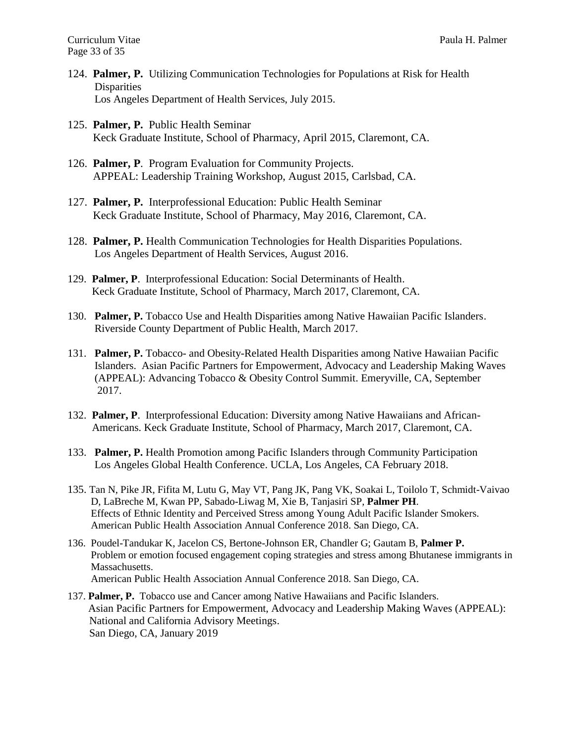124. **Palmer, P.** Utilizing Communication Technologies for Populations at Risk for Health Disparities
     Los Angeles Department of Health Services, July 2015.

125. **Palmer, P.** Public Health Seminar
     Keck Graduate Institute, School of Pharmacy, April 2015, Claremont, CA.

126. **Palmer, P**. Program Evaluation for Community Projects.
     APPEAL: Leadership Training Workshop, August 2015, Carlsbad, CA.

127. **Palmer, P.** Interprofessional Education: Public Health Seminar
     Keck Graduate Institute, School of Pharmacy, May 2016, Claremont, CA.

128. **Palmer, P.** Health Communication Technologies for Health Disparities Populations.
     Los Angeles Department of Health Services, August 2016.

129. **Palmer, P**. Interprofessional Education: Social Determinants of Health.
     Keck Graduate Institute, School of Pharmacy, March 2017, Claremont, CA.

130. **Palmer, P.** Tobacco Use and Health Disparities among Native Hawaiian Pacific Islanders.
     Riverside County Department of Public Health, March 2017.

131. **Palmer, P.** Tobacco- and Obesity-Related Health Disparities among Native Hawaiian Pacific Islanders. Asian Pacific Partners for Empowerment, Advocacy and Leadership Making Waves (APPEAL): Advancing Tobacco & Obesity Control Summit. Emeryville, CA, September 2017.

132. **Palmer, P**. Interprofessional Education: Diversity among Native Hawaiians and African-Americans. Keck Graduate Institute, School of Pharmacy, March 2017, Claremont, CA.

133. **Palmer, P.** Health Promotion among Pacific Islanders through Community Participation
     Los Angeles Global Health Conference. UCLA, Los Angeles, CA February 2018.

135. Tan N, Pike JR, Fifita M, Lutu G, May VT, Pang JK, Pang VK, Soakai L, Toilolo T, Schmidt-Vaivao D, LaBreche M, Kwan PP, Sabado-Liwag M, Xie B, Tanjasiri SP, **Palmer PH**.
     Effects of Ethnic Identity and Perceived Stress among Young Adult Pacific Islander Smokers.
     American Public Health Association Annual Conference 2018. San Diego, CA.

136. Poudel-Tandukar K, Jacelon CS, Bertone-Johnson ER, Chandler G; Gautam B, **Palmer P.**
     Problem or emotion focused engagement coping strategies and stress among Bhutanese immigrants in Massachusetts.
     American Public Health Association Annual Conference 2018. San Diego, CA.

137. **Palmer, P.** Tobacco use and Cancer among Native Hawaiians and Pacific Islanders.
     Asian Pacific Partners for Empowerment, Advocacy and Leadership Making Waves (APPEAL): National and California Advisory Meetings.
     San Diego, CA, January 2019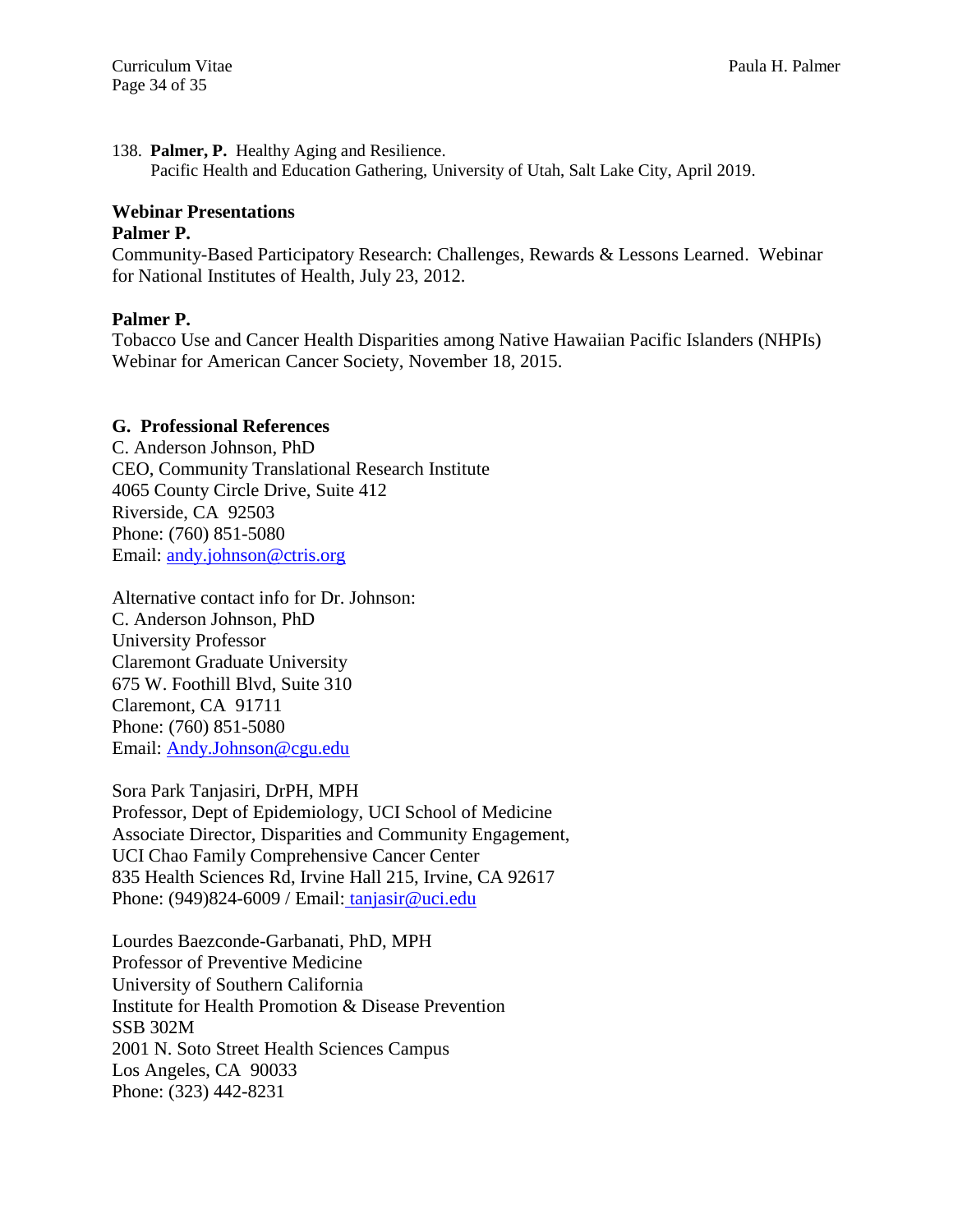138. **Palmer, P.** Healthy Aging and Resilience.
   Pacific Health and Education Gathering, University of Utah, Salt Lake City, April 2019.

**Webinar Presentations**

**Palmer P.**
Community-Based Participatory Research: Challenges, Rewards & Lessons Learned. Webinar for National Institutes of Health, July 23, 2012.

**Palmer P.**
Tobacco Use and Cancer Health Disparities among Native Hawaiian Pacific Islanders (NHPIs) Webinar for American Cancer Society, November 18, 2015.

## G. Professional References

C. Anderson Johnson, PhD
CEO, Community Translational Research Institute
4065 County Circle Drive, Suite 412
Riverside, CA 92503
Phone: (760) 851-5080
Email: andy.johnson@ctris.org

Alternative contact info for Dr. Johnson:
C. Anderson Johnson, PhD
University Professor
Claremont Graduate University
675 W. Foothill Blvd, Suite 310
Claremont, CA 91711
Phone: (760) 851-5080
Email: Andy.Johnson@cgu.edu

Sora Park Tanjasiri, DrPH, MPH
Professor, Dept of Epidemiology, UCI School of Medicine
Associate Director, Disparities and Community Engagement,
UCI Chao Family Comprehensive Cancer Center
835 Health Sciences Rd, Irvine Hall 215, Irvine, CA 92617
Phone: (949)824-6009 / Email: tanjasir@uci.edu

Lourdes Baezconde-Garbanati, PhD, MPH
Professor of Preventive Medicine
University of Southern California
Institute for Health Promotion & Disease Prevention
SSB 302M
2001 N. Soto Street Health Sciences Campus
Los Angeles, CA 90033
Phone: (323) 442-8231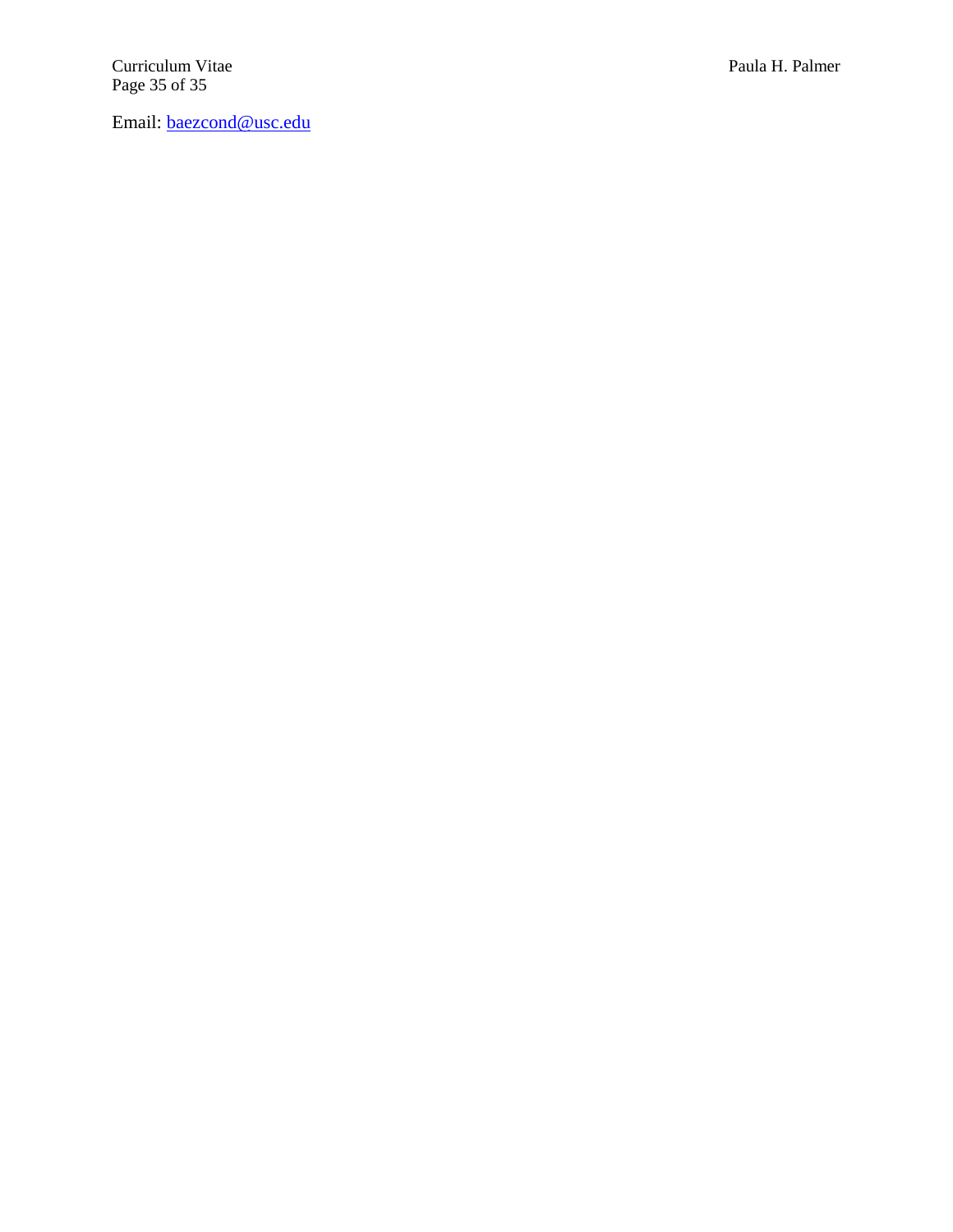Email: baezcond@usc.edu